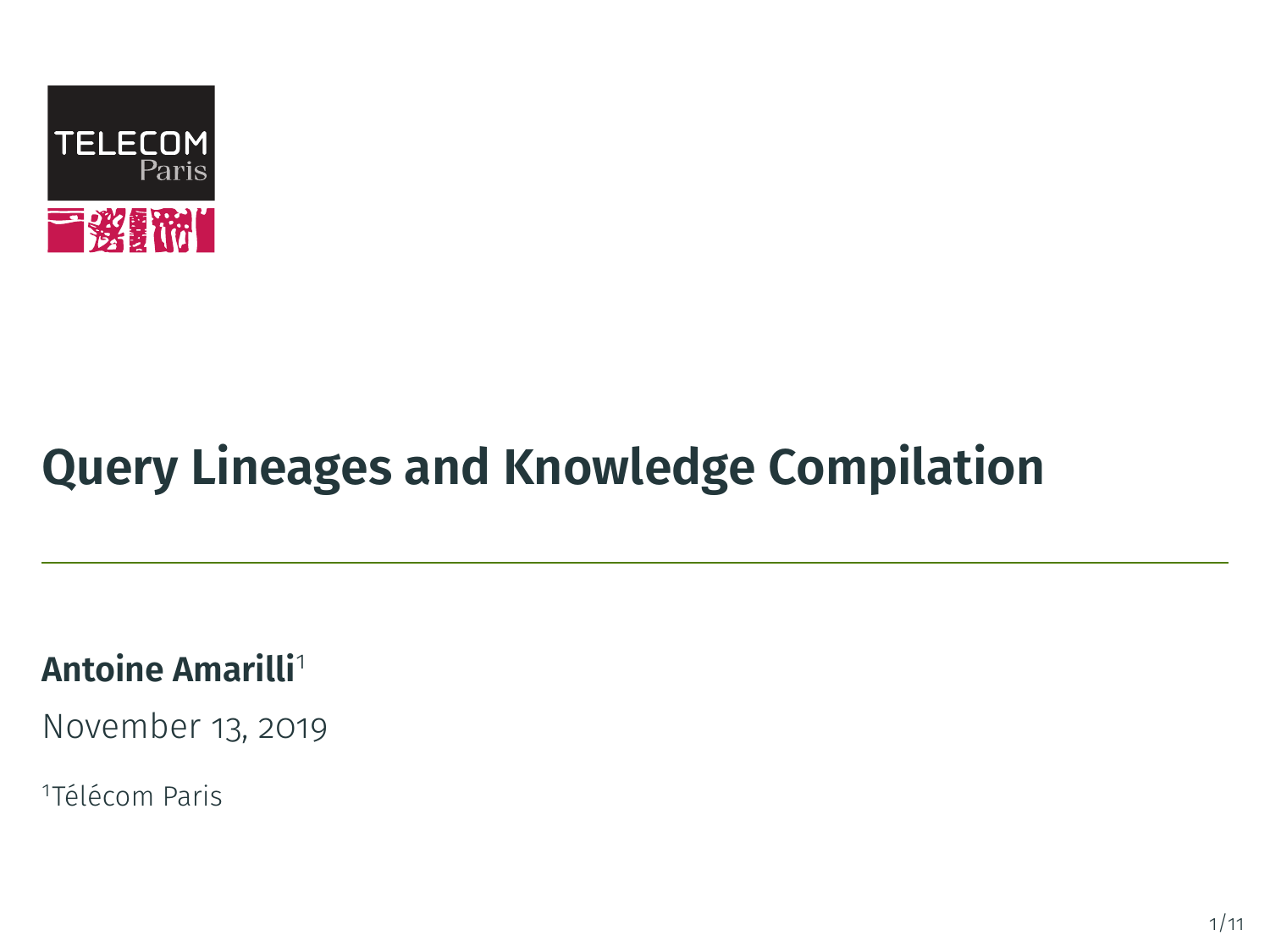# Query Lineages and Knowledge Compilation

**Antoine Amarilli**[1]

November 13, 2019

[1]Télécom Paris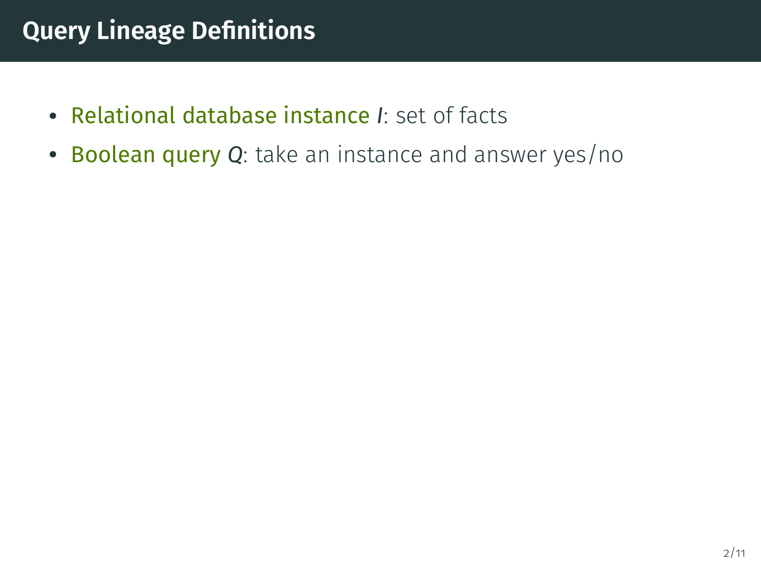# Query Lineage Definitions

- Relational database instance $I$: set of facts
- Boolean query $Q$: take an instance and answer yes/no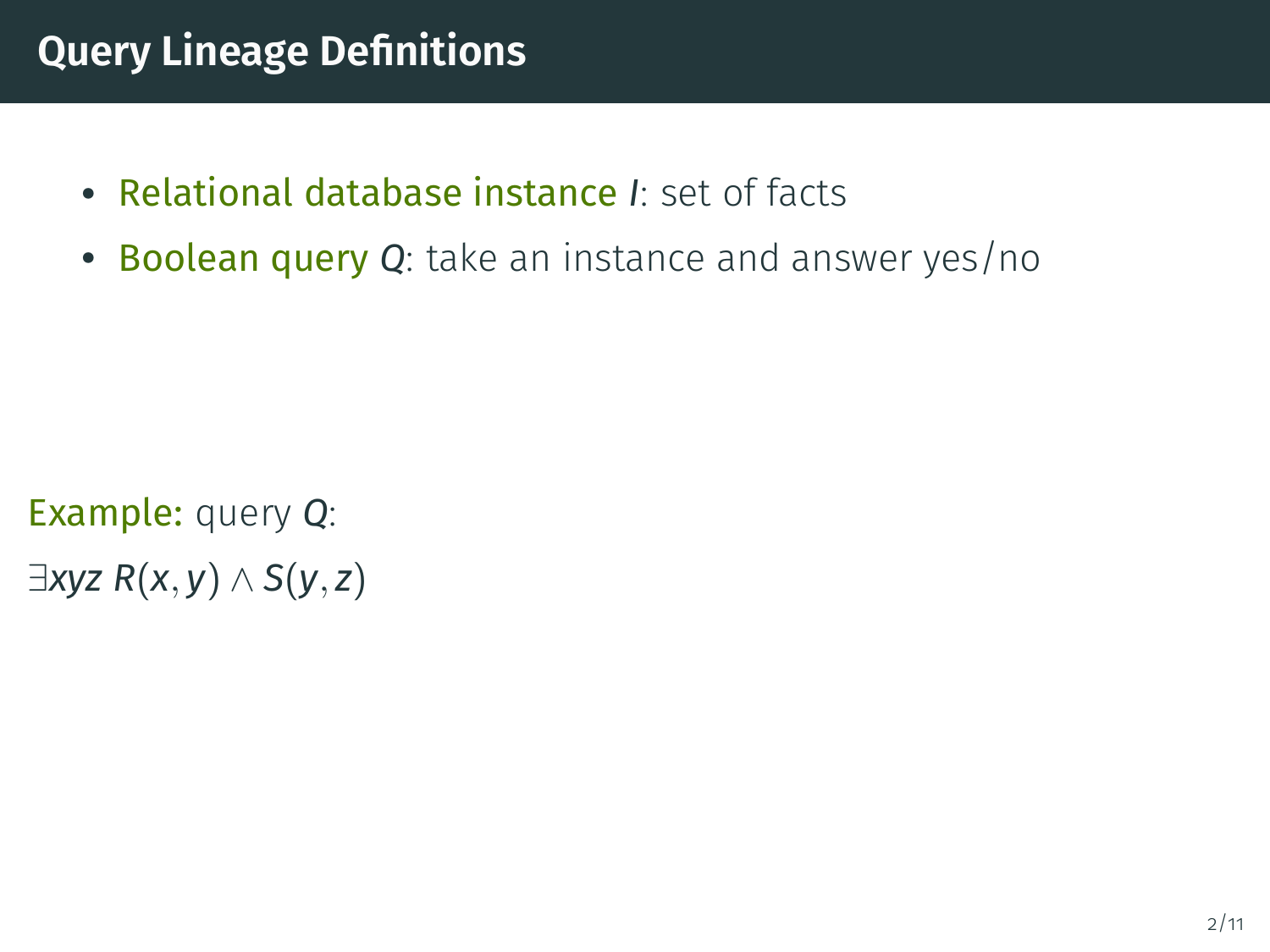# Query Lineage Definitions

- **Relational database instance** $I$: set of facts
- **Boolean query** $Q$: take an instance and answer yes/no

**Example:** query $Q$:

$\exists xyz\, R(x, y) \land S(y, z)$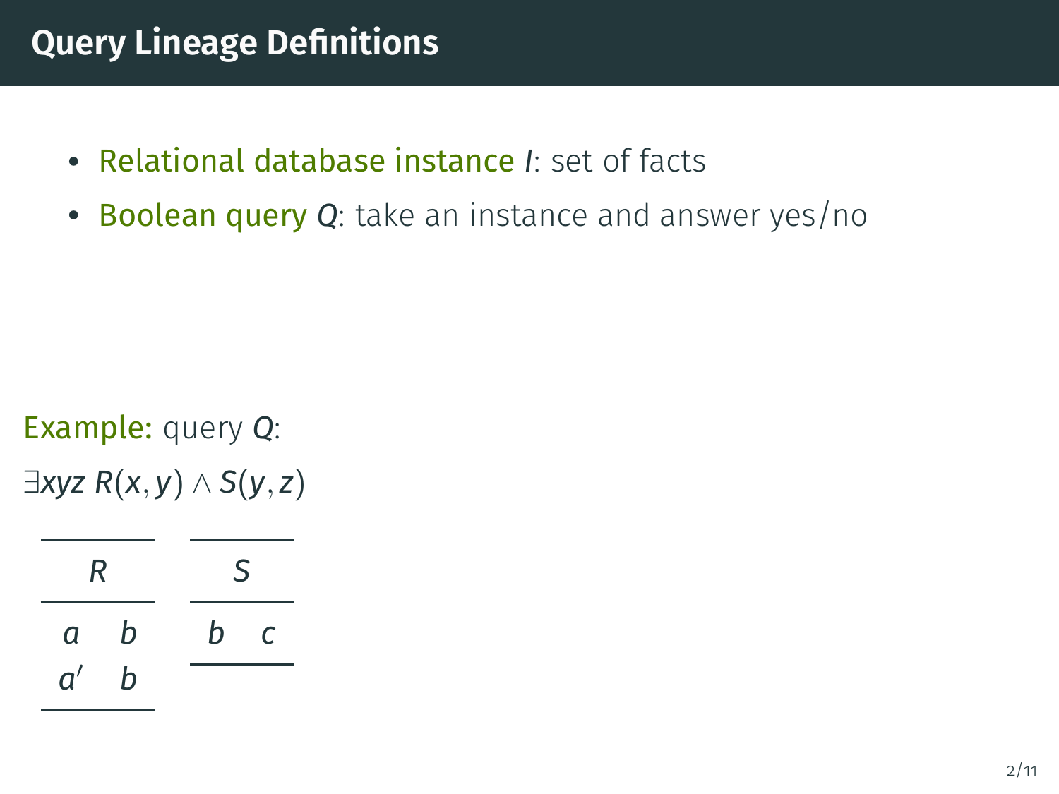# Query Lineage Definitions

- Relational database instance $I$: set of facts
- Boolean query $Q$: take an instance and answer yes/no

Example: query $Q$:

$\exists xyz \; R(x, y) \wedge S(y, z)$

| $R$ | |
|---|---|
| $a$ | $b$ |
| $a'$ | $b$ |

| $S$ | |
|---|---|
| $b$ | $c$ |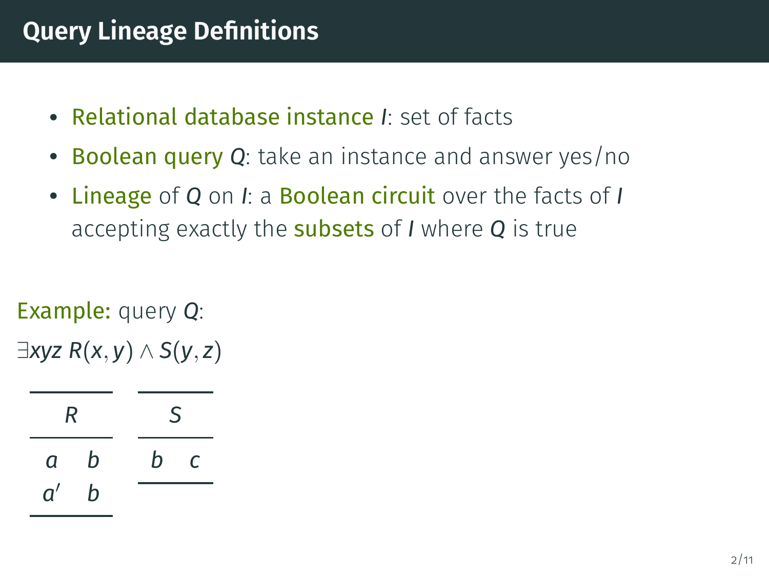## Query Lineage Definitions

- **Relational database instance** $I$: set of facts
- **Boolean query** $Q$: take an instance and answer yes/no
- **Lineage** of $Q$ on $I$: a **Boolean circuit** over the facts of $I$ accepting exactly the **subsets** of $I$ where $Q$ is true

**Example:** query $Q$:

$\exists xyz\, R(x, y) \land S(y, z)$

| $R$ | |
|---|---|
| $a$ | $b$ |
| $a'$ | $b$ |

| $S$ | |
|---|---|
| $b$ | $c$ |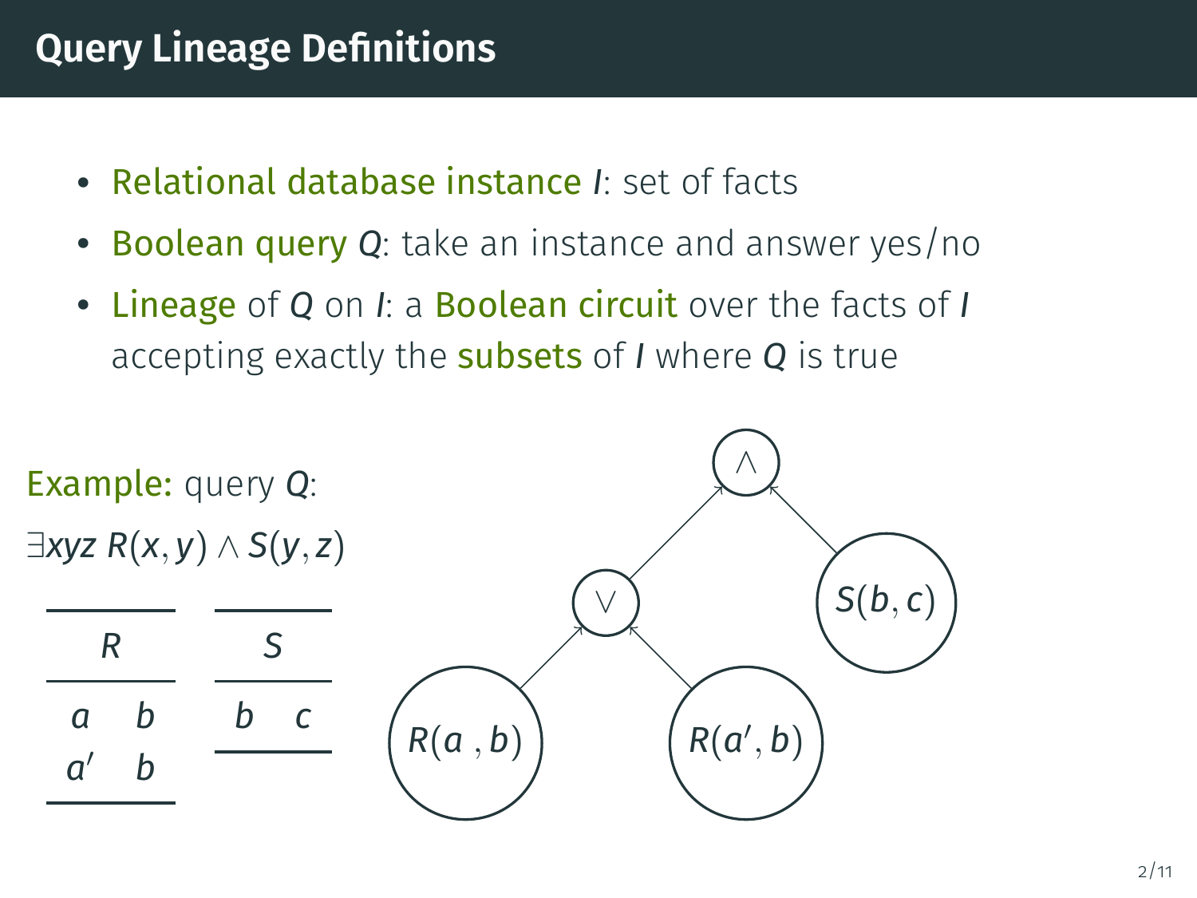# Query Lineage Definitions

- Relational database instance $I$: set of facts
- Boolean query $Q$: take an instance and answer yes/no
- Lineage of $Q$ on $I$: a Boolean circuit over the facts of $I$ accepting exactly the subsets of $I$ where $Q$ is true

Example: query $Q$:

$\exists xyz\ R(x, y) \land S(y, z)$

| $R$ | |
|---|---|
| $a$ | $b$ |
| $a'$ | $b$ |

| $S$ | |
|---|---|
| $b$ | $c$ |

$\land$

$\lor$

$S(b, c)$

$R(a, b)$

$R(a', b)$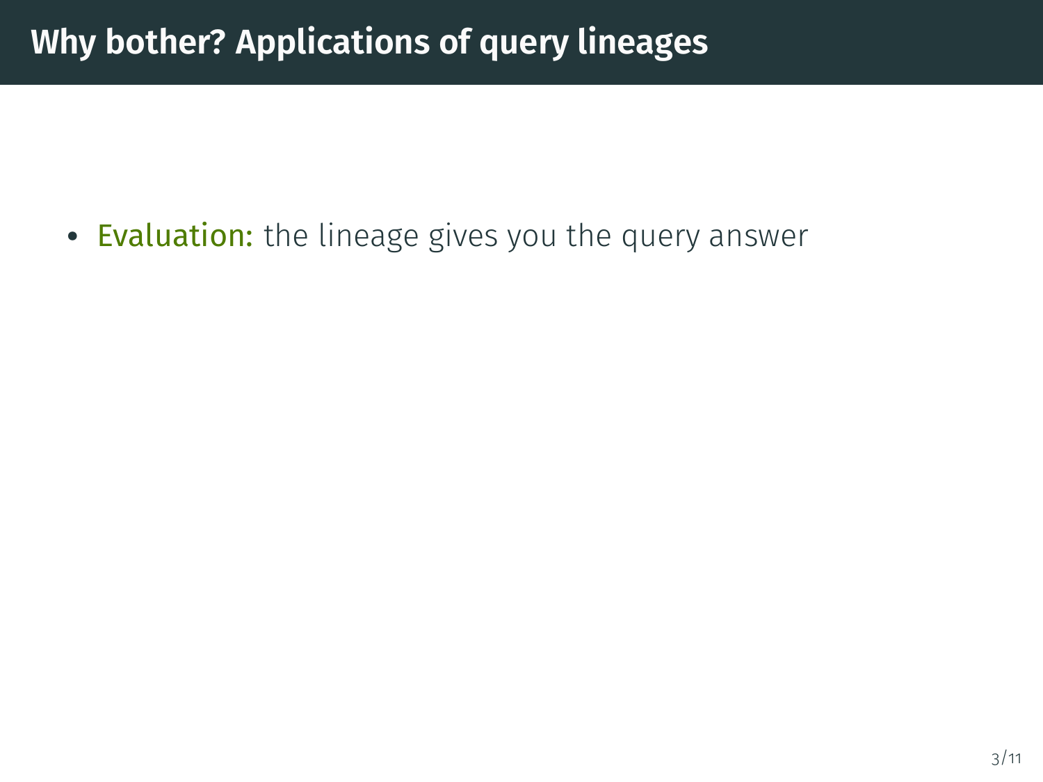# Why bother? Applications of query lineages

- Evaluation: the lineage gives you the query answer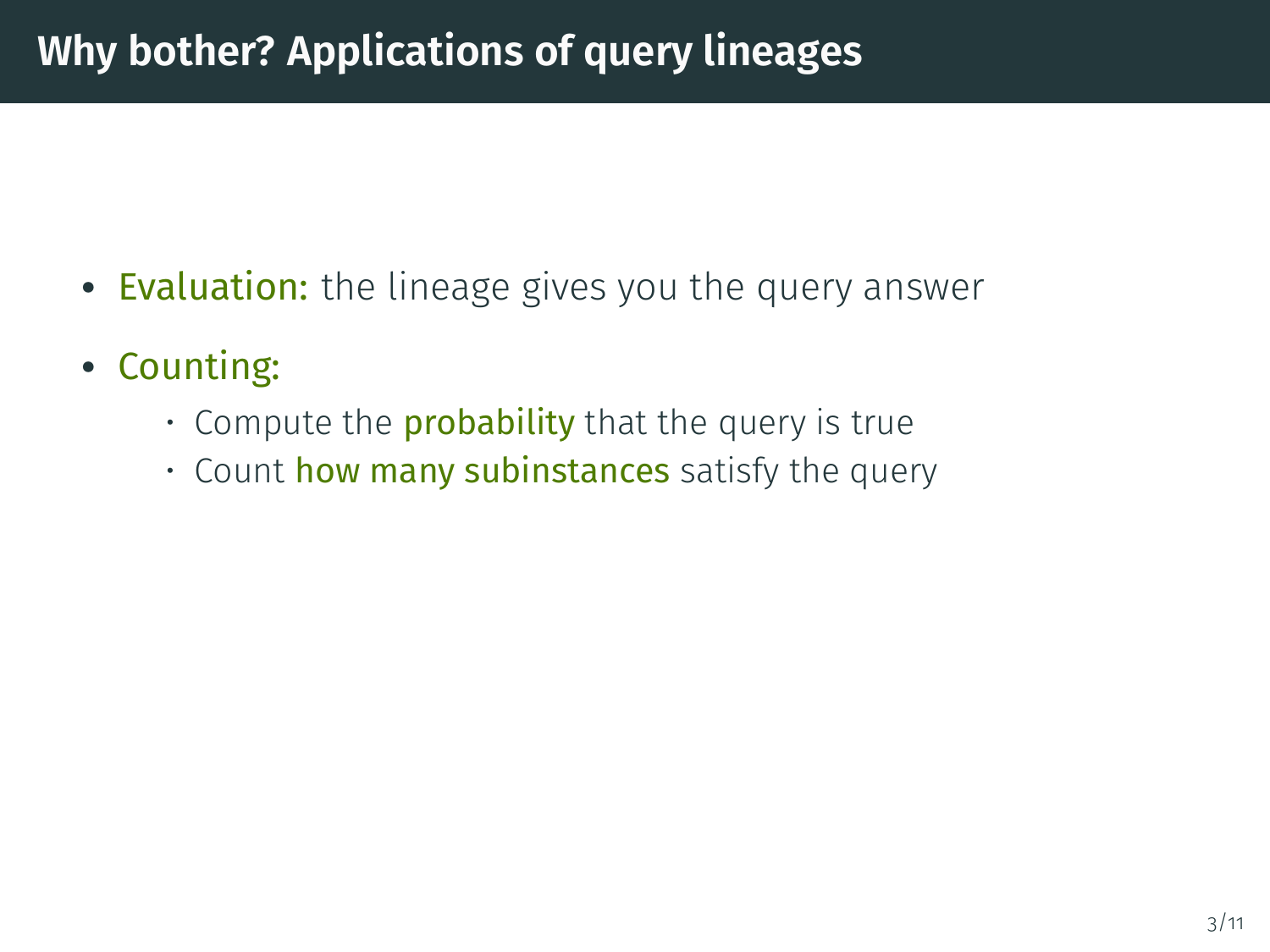# Why bother? Applications of query lineages

- **Evaluation:** the lineage gives you the query answer
- **Counting:**
  - Compute the **probability** that the query is true
  - Count **how many subinstances** satisfy the query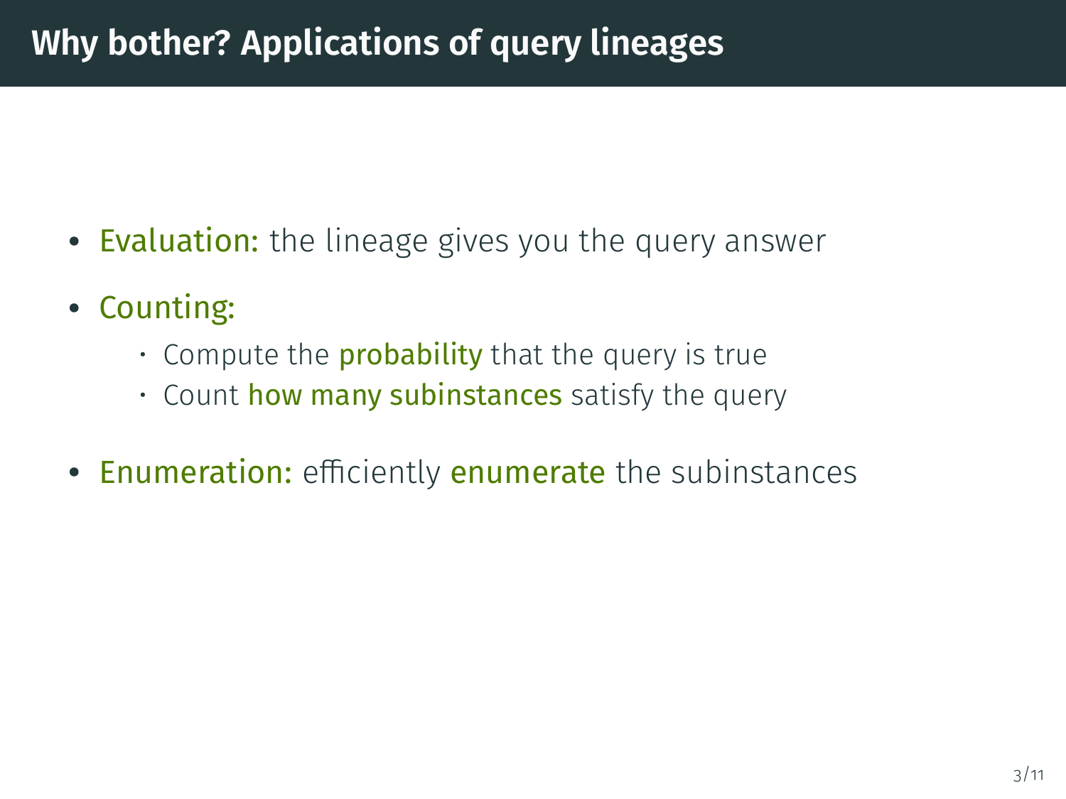# Why bother? Applications of query lineages

- **Evaluation:** the lineage gives you the query answer
- **Counting:**
  - Compute the **probability** that the query is true
  - Count **how many subinstances** satisfy the query
- **Enumeration:** efficiently **enumerate** the subinstances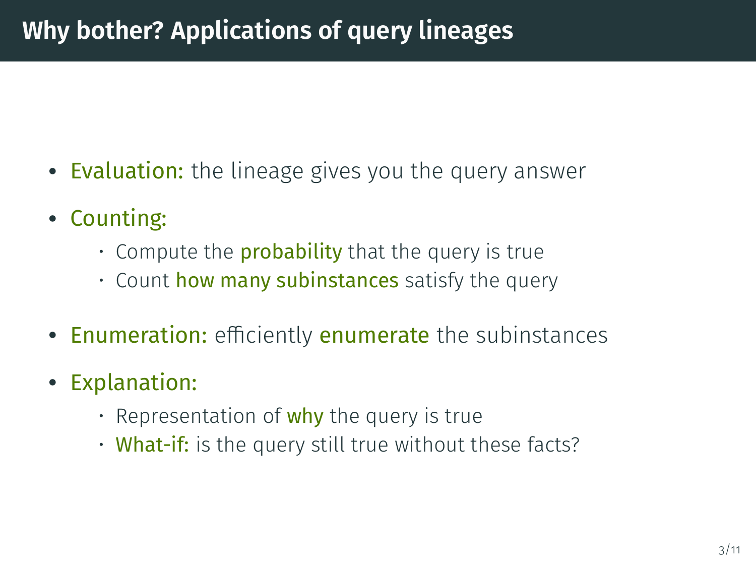# Why bother? Applications of query lineages

- **Evaluation:** the lineage gives you the query answer
- **Counting:**
  - Compute the **probability** that the query is true
  - Count **how many subinstances** satisfy the query
- **Enumeration:** efficiently **enumerate** the subinstances
- **Explanation:**
  - Representation of **why** the query is true
  - **What-if:** is the query still true without these facts?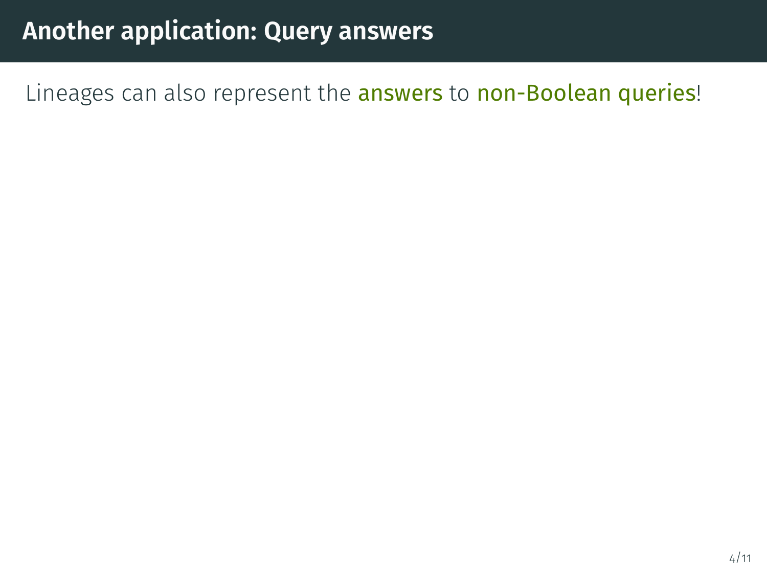# Another application: Query answers

Lineages can also represent the answers to non-Boolean queries!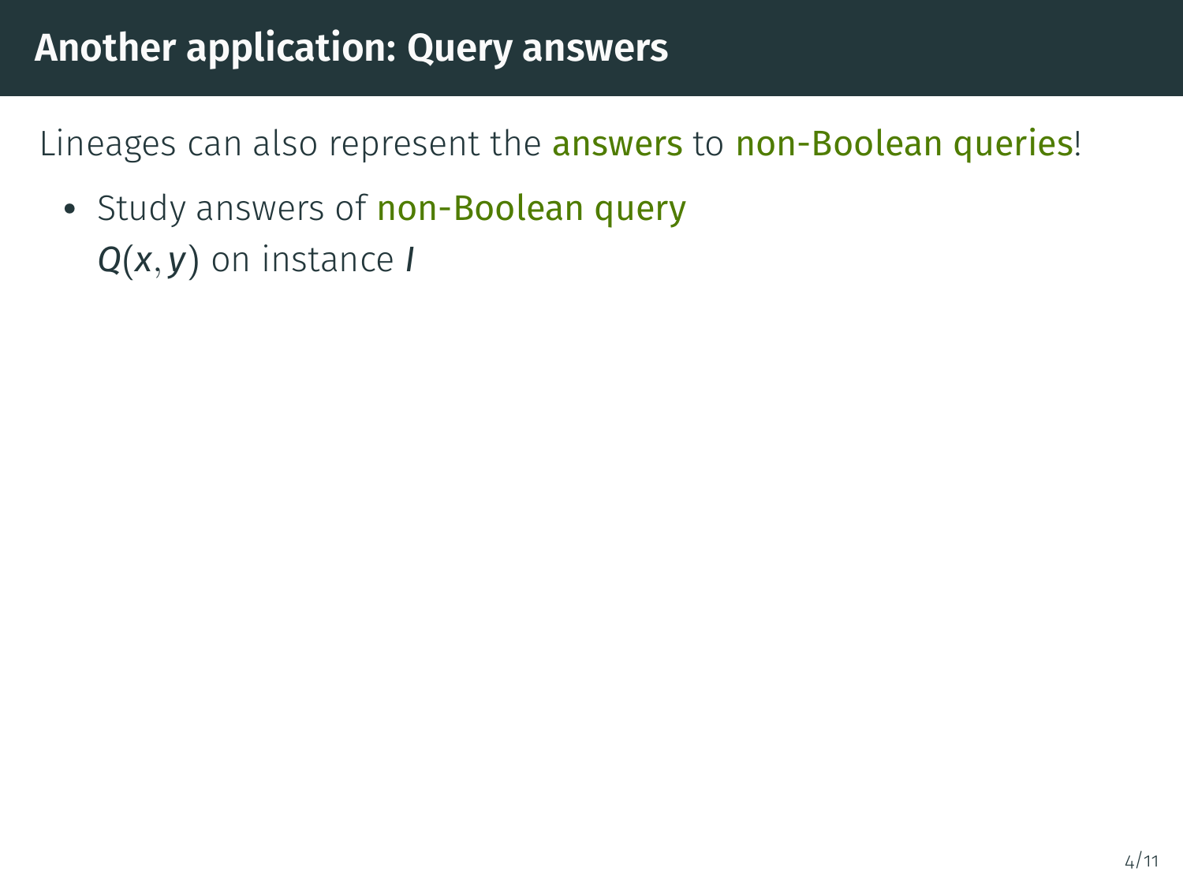# Another application: Query answers

Lineages can also represent the answers to non-Boolean queries!

- Study answers of non-Boolean query $Q(x, y)$ on instance $I$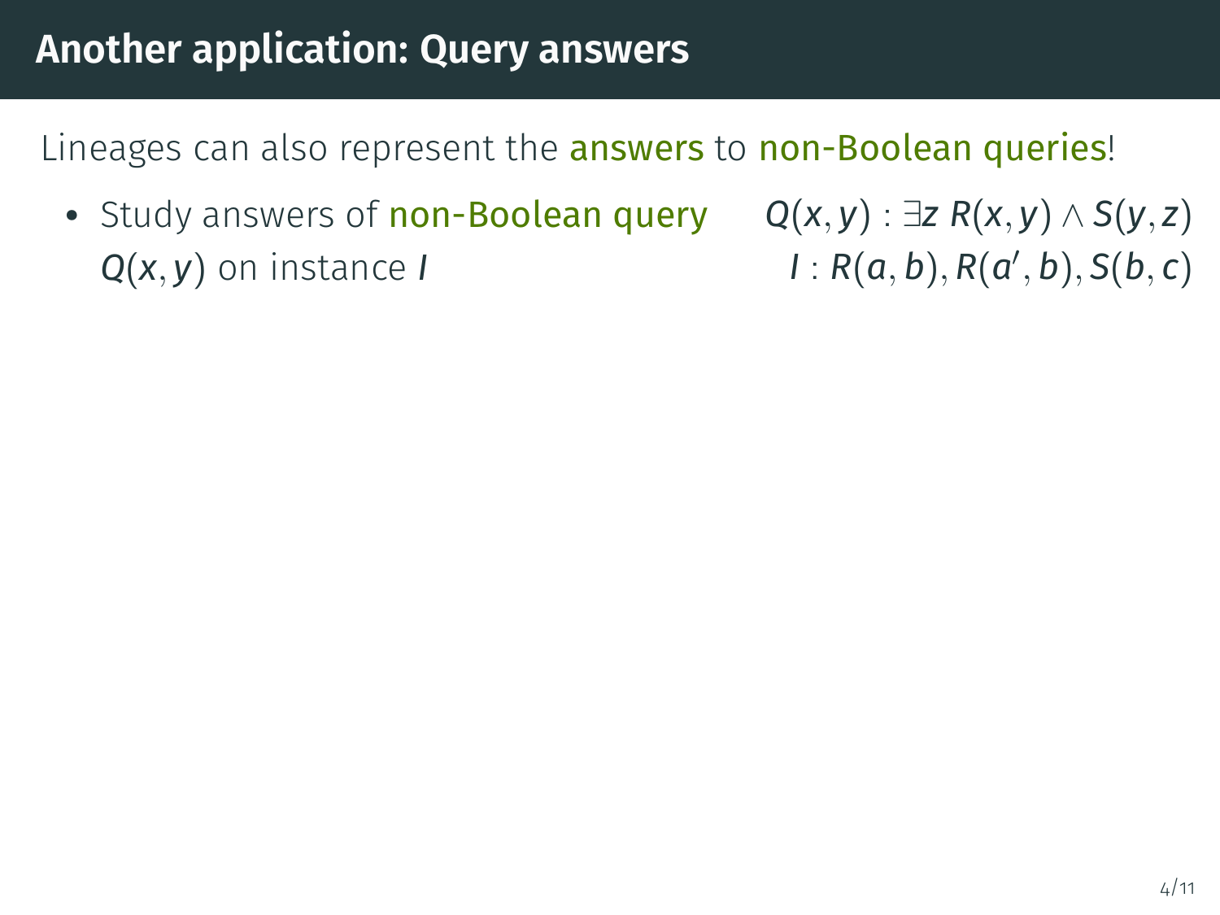# Another application: Query answers

Lineages can also represent the **answers** to **non-Boolean queries**!

- Study answers of **non-Boolean query** $Q(x, y)$ on instance $I$

$Q(x, y) : \exists z \; R(x, y) \wedge S(y, z)$

$I : R(a, b), R(a', b), S(b, c)$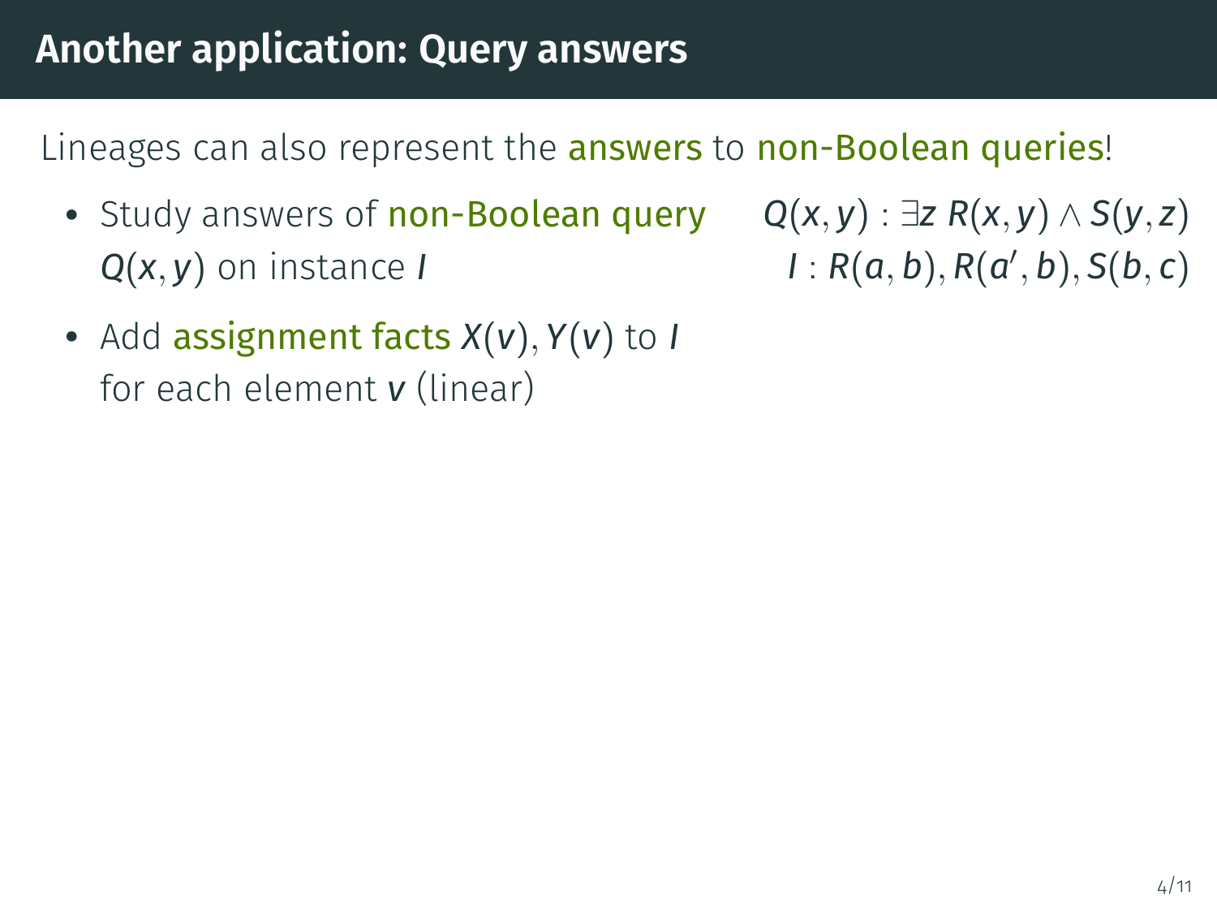# Another application: Query answers

Lineages can also represent the **answers** to **non-Boolean queries**!

- Study answers of **non-Boolean query** $Q(x, y)$ on instance $I$

  $Q(x, y) : \exists z \; R(x, y) \wedge S(y, z)$

  $I : R(a, b), R(a', b), S(b, c)$

- Add **assignment facts** $X(v), Y(v)$ to $I$ for each element $v$ (linear)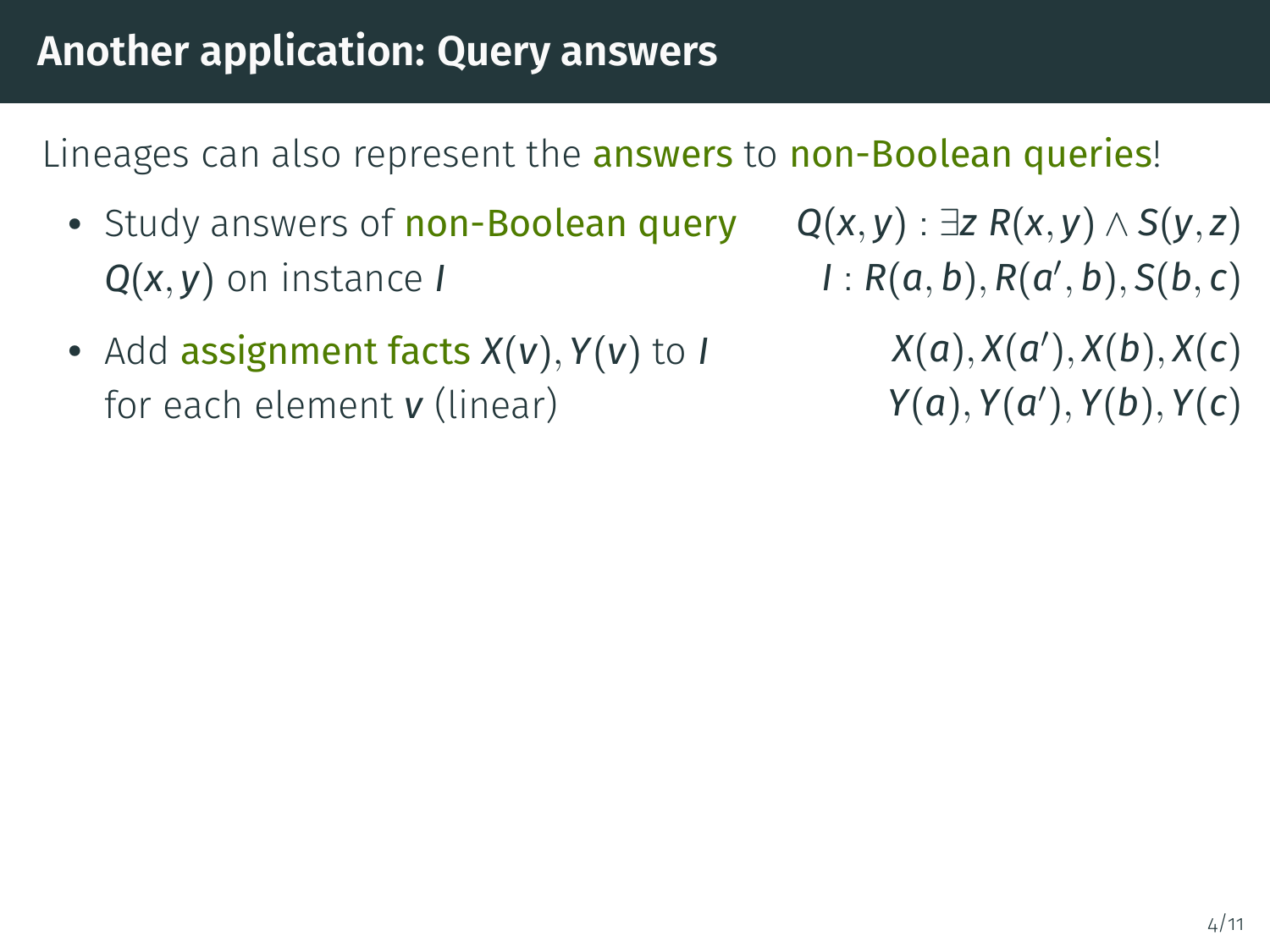# Another application: Query answers

Lineages can also represent the **answers** to **non-Boolean queries**!

- Study answers of **non-Boolean query** $Q(x, y)$ on instance $I$

  $Q(x, y) : \exists z\ R(x, y) \land S(y, z)$

  $I : R(a, b), R(a', b), S(b, c)$

- Add **assignment facts** $X(v), Y(v)$ to $I$ for each element $v$ (linear)

  $X(a), X(a'), X(b), X(c)$

  $Y(a), Y(a'), Y(b), Y(c)$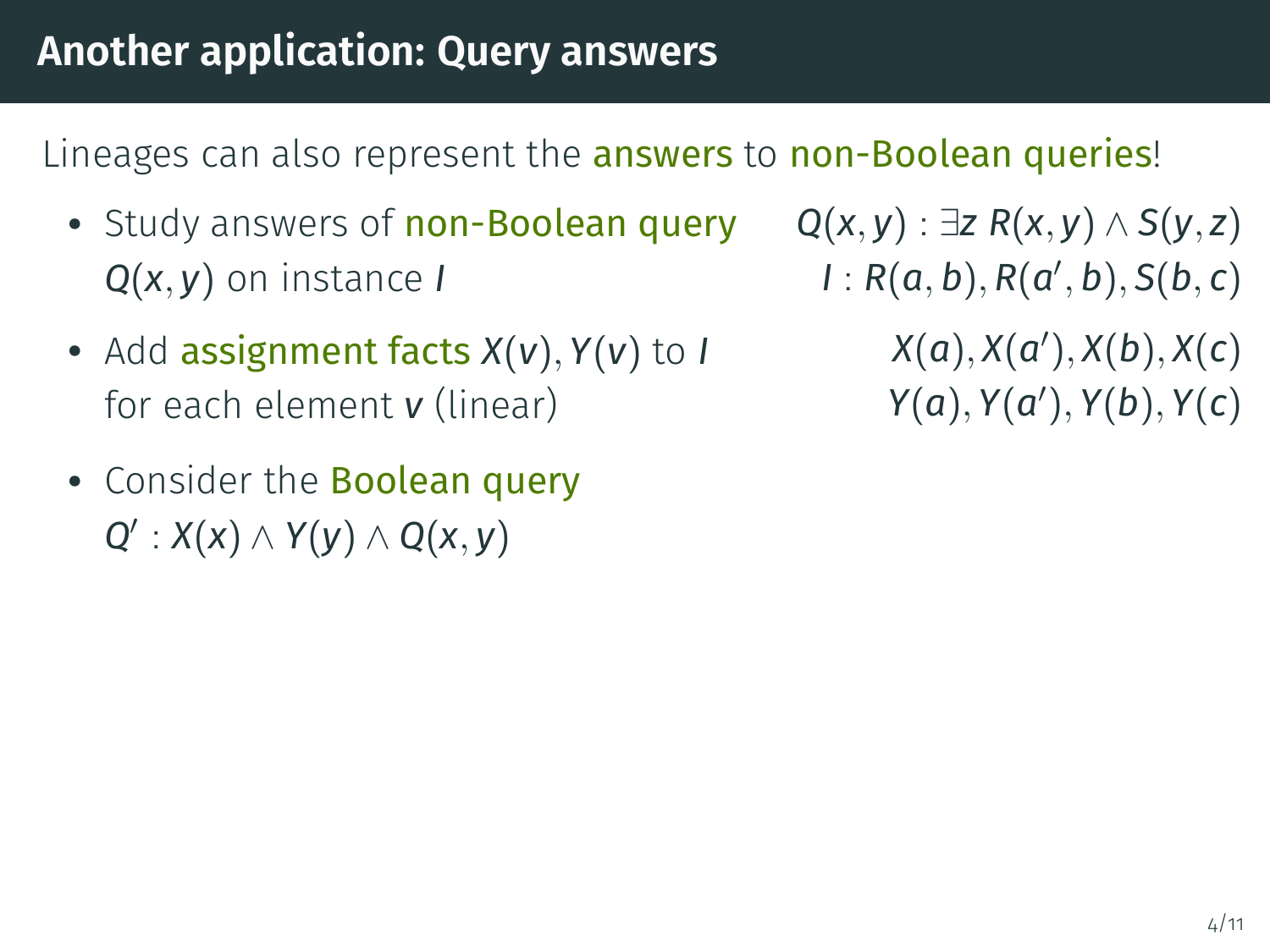# Another application: Query answers

Lineages can also represent the **answers** to **non-Boolean queries**!

- Study answers of **non-Boolean query** $Q(x,y)$ on instance $I$
- Add **assignment facts** $X(v), Y(v)$ to $I$ for each element $v$ (linear)
- Consider the **Boolean query** $Q' : X(x) \land Y(y) \land Q(x,y)$

$$Q(x,y) : \exists z \; R(x,y) \land S(y,z)$$

$$I : R(a,b), R(a',b), S(b,c)$$

$$X(a), X(a'), X(b), X(c)$$

$$Y(a), Y(a'), Y(b), Y(c)$$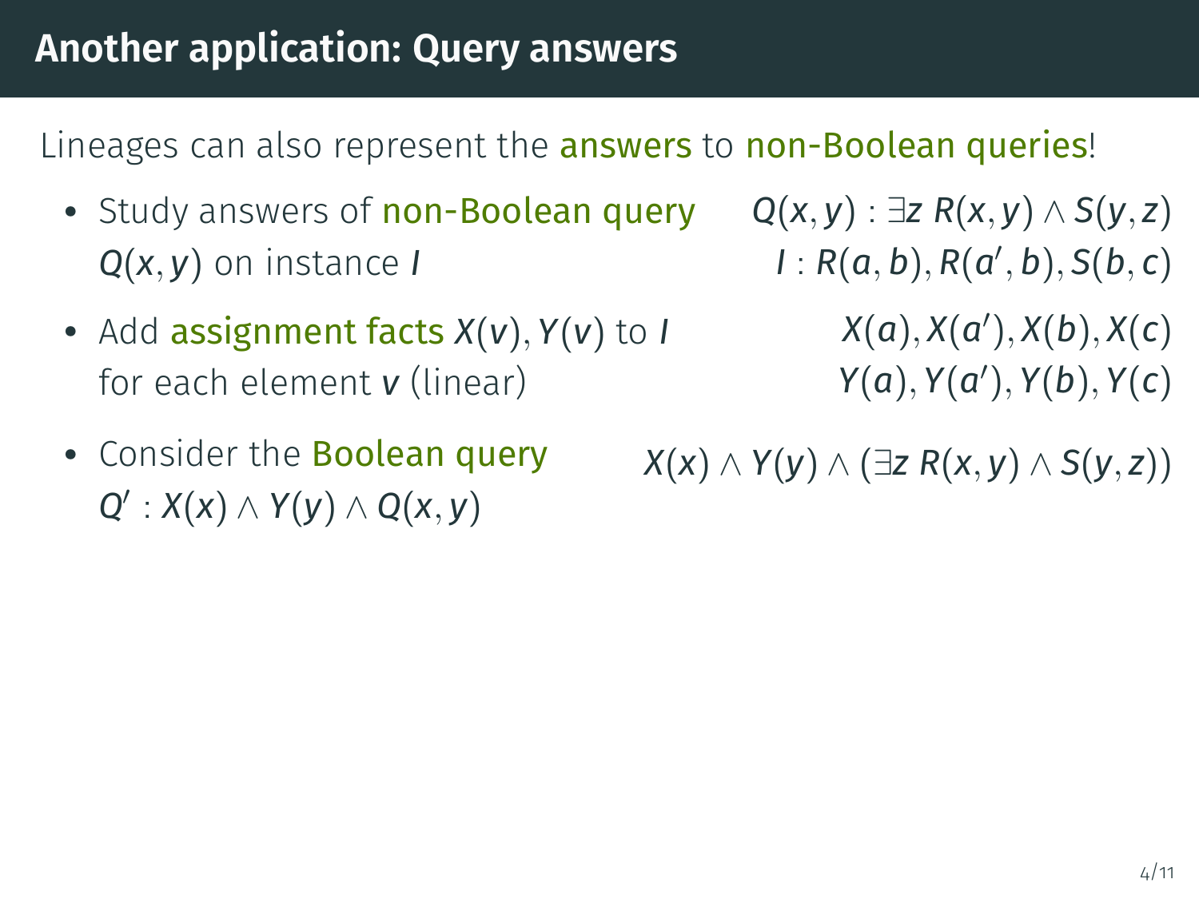## Another application: Query answers

Lineages can also represent the **answers** to **non-Boolean queries**!

- Study answers of **non-Boolean query** $Q(x, y)$ on instance $I$

  $Q(x, y) : \exists z \, R(x, y) \wedge S(y, z)$

  $I : R(a, b), R(a', b), S(b, c)$

- Add **assignment facts** $X(v), Y(v)$ to $I$ for each element $v$ (linear)

  $X(a), X(a'), X(b), X(c)$

  $Y(a), Y(a'), Y(b), Y(c)$

- Consider the **Boolean query** $Q' : X(x) \wedge Y(y) \wedge Q(x, y)$

  $X(x) \wedge Y(y) \wedge (\exists z \, R(x, y) \wedge S(y, z))$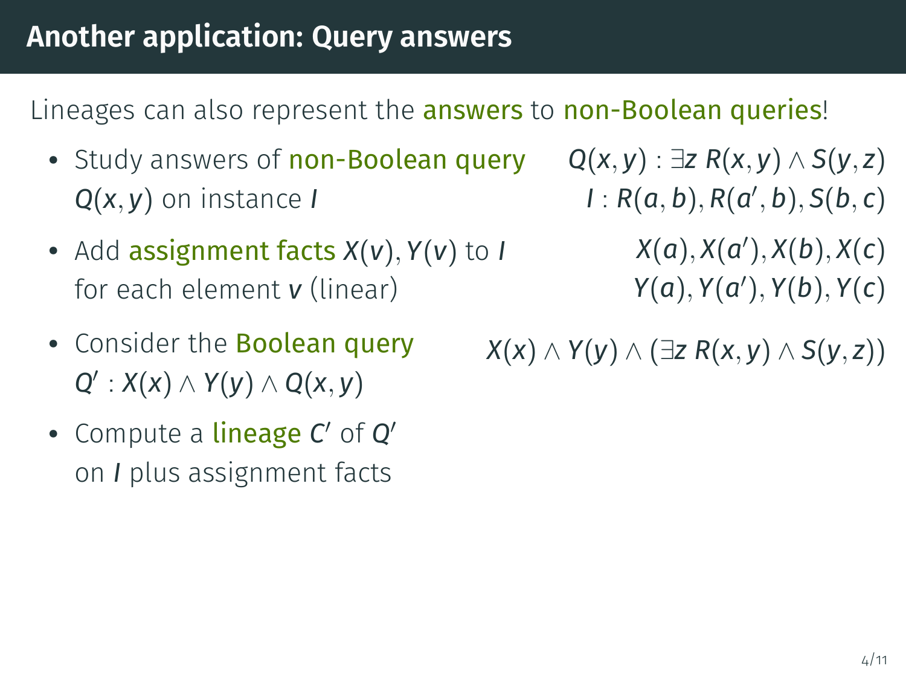# Another application: Query answers

Lineages can also represent the **answers** to **non-Boolean queries**!

- Study answers of **non-Boolean query** $Q(x, y)$ on instance $I$

  $Q(x, y) : \exists z\, R(x, y) \land S(y, z)$

  $I : R(a, b), R(a', b), S(b, c)$

- Add **assignment facts** $X(v), Y(v)$ to $I$ for each element $v$ (linear)

  $X(a), X(a'), X(b), X(c)$

  $Y(a), Y(a'), Y(b), Y(c)$

- Consider the **Boolean query** $Q' : X(x) \land Y(y) \land Q(x, y)$

  $X(x) \land Y(y) \land (\exists z\, R(x, y) \land S(y, z))$

- Compute a **lineage** $C'$ of $Q'$ on $I$ plus assignment facts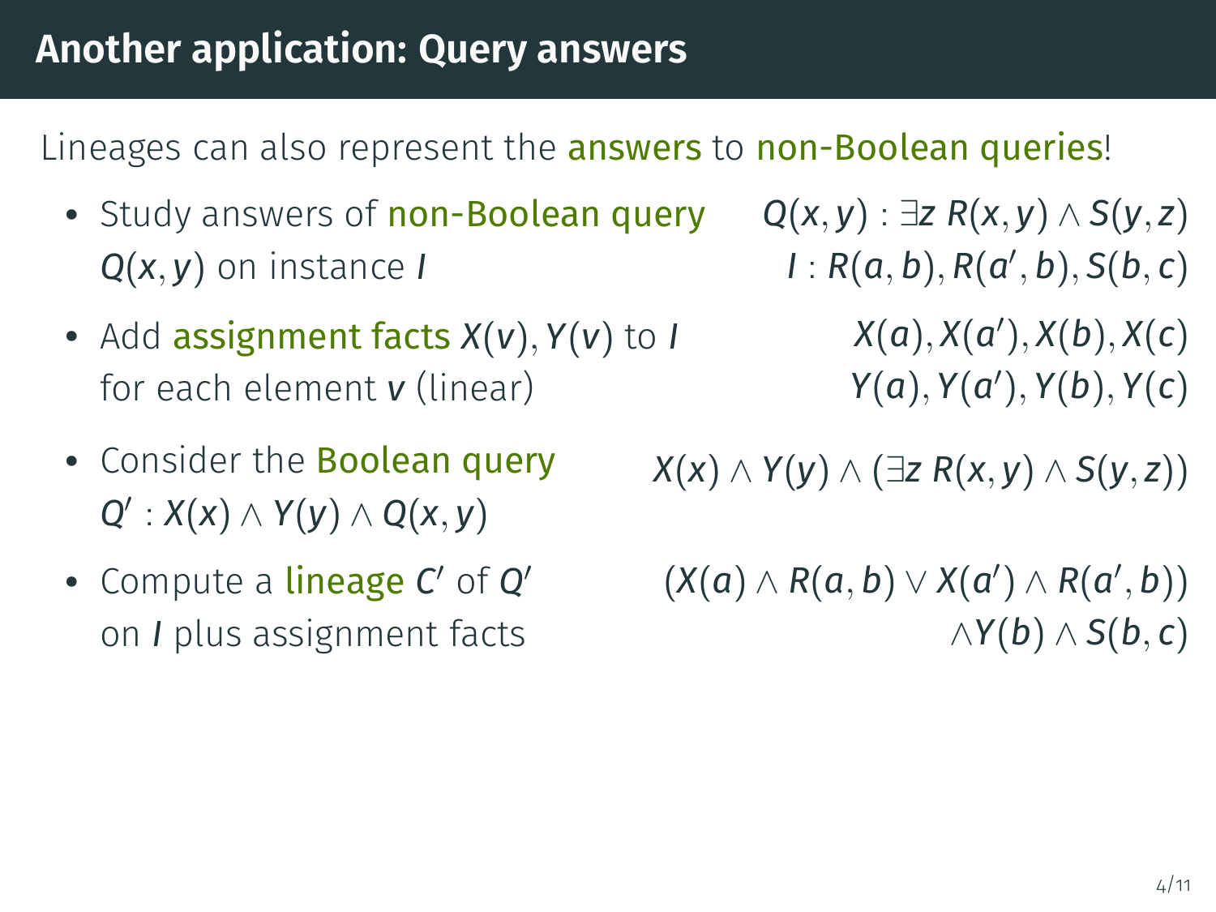# Another application: Query answers

Lineages can also represent the **answers** to **non-Boolean queries**!

- Study answers of **non-Boolean query** $Q(x, y)$ on instance $I$

  $Q(x, y) : \exists z\, R(x, y) \wedge S(y, z)$

  $I : R(a, b), R(a', b), S(b, c)$

- Add **assignment facts** $X(v), Y(v)$ to $I$ for each element $v$ (linear)

  $X(a), X(a'), X(b), X(c)$

  $Y(a), Y(a'), Y(b), Y(c)$

- Consider the **Boolean query** $Q' : X(x) \wedge Y(y) \wedge Q(x, y)$

  $X(x) \wedge Y(y) \wedge (\exists z\, R(x, y) \wedge S(y, z))$

- Compute a **lineage** $C'$ of $Q'$ on $I$ plus assignment facts

  $(X(a) \wedge R(a, b) \vee X(a') \wedge R(a', b))$
  $\wedge Y(b) \wedge S(b, c)$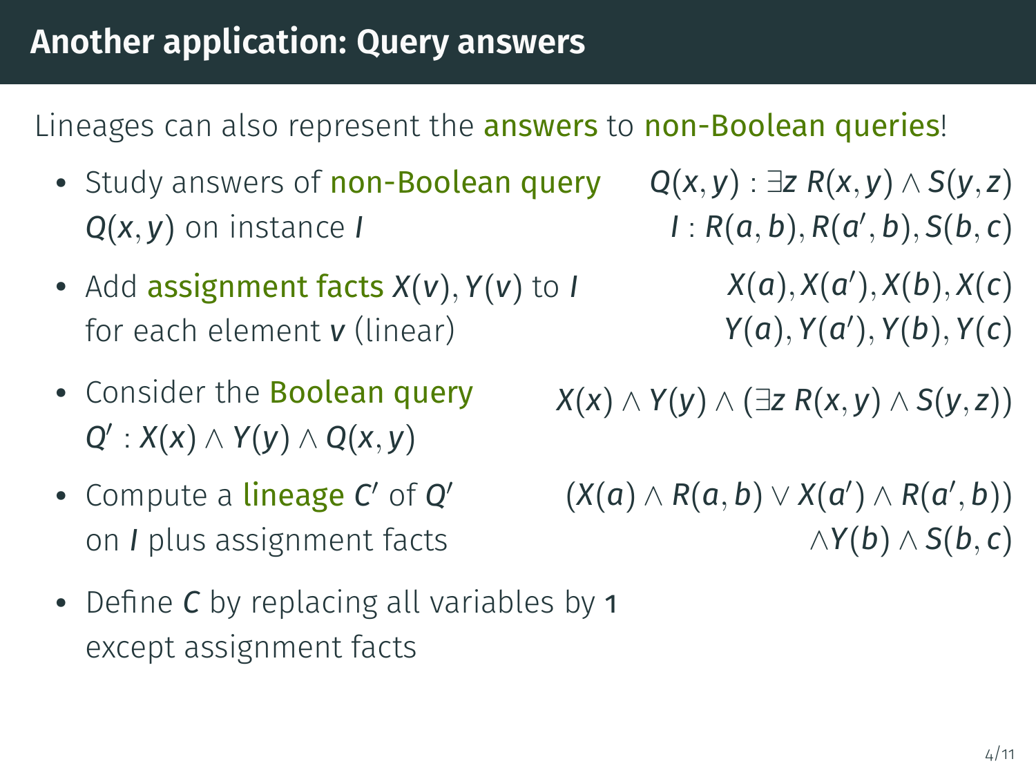## Another application: Query answers

Lineages can also represent the **answers** to **non-Boolean queries**!

- Study answers of **non-Boolean query** $Q(x, y)$ on instance $I$

  $Q(x, y) : \exists z\, R(x, y) \wedge S(y, z)$

  $I : R(a, b), R(a', b), S(b, c)$

- Add **assignment facts** $X(v), Y(v)$ to $I$ for each element $v$ (linear)

  $X(a), X(a'), X(b), X(c)$

  $Y(a), Y(a'), Y(b), Y(c)$

- Consider the **Boolean query** $Q' : X(x) \wedge Y(y) \wedge Q(x, y)$

  $X(x) \wedge Y(y) \wedge (\exists z\, R(x, y) \wedge S(y, z))$

- Compute a **lineage** $C'$ of $Q'$ on $I$ plus assignment facts

  $(X(a) \wedge R(a, b) \vee X(a') \wedge R(a', b))$
  $\wedge Y(b) \wedge S(b, c)$

- Define $C$ by replacing all variables by $1$ except assignment facts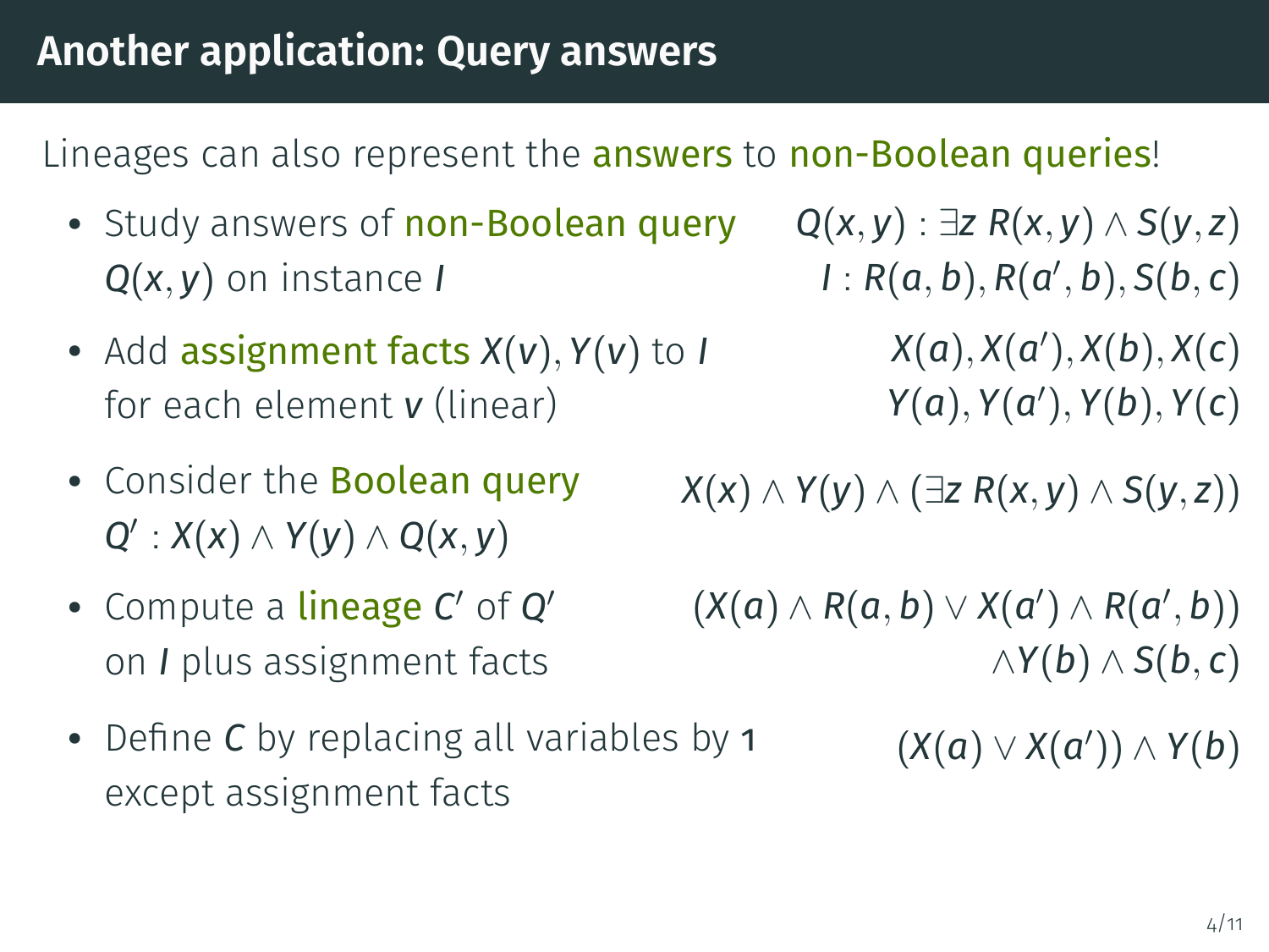# Another application: Query answers

Lineages can also represent the answers to non-Boolean queries!

- Study answers of non-Boolean query $Q(x, y)$ on instance $I$

  $Q(x, y) : \exists z\, R(x, y) \wedge S(y, z)$

  $I : R(a, b), R(a', b), S(b, c)$

- Add assignment facts $X(v), Y(v)$ to $I$ for each element $v$ (linear)

  $X(a), X(a'), X(b), X(c)$

  $Y(a), Y(a'), Y(b), Y(c)$

- Consider the Boolean query $Q' : X(x) \wedge Y(y) \wedge Q(x, y)$

  $X(x) \wedge Y(y) \wedge (\exists z\, R(x, y) \wedge S(y, z))$

- Compute a lineage $C'$ of $Q'$ on $I$ plus assignment facts

  $(X(a) \wedge R(a, b) \vee X(a') \wedge R(a', b))$
  $\wedge Y(b) \wedge S(b, c)$

- Define $C$ by replacing all variables by $1$ except assignment facts

  $(X(a) \vee X(a')) \wedge Y(b)$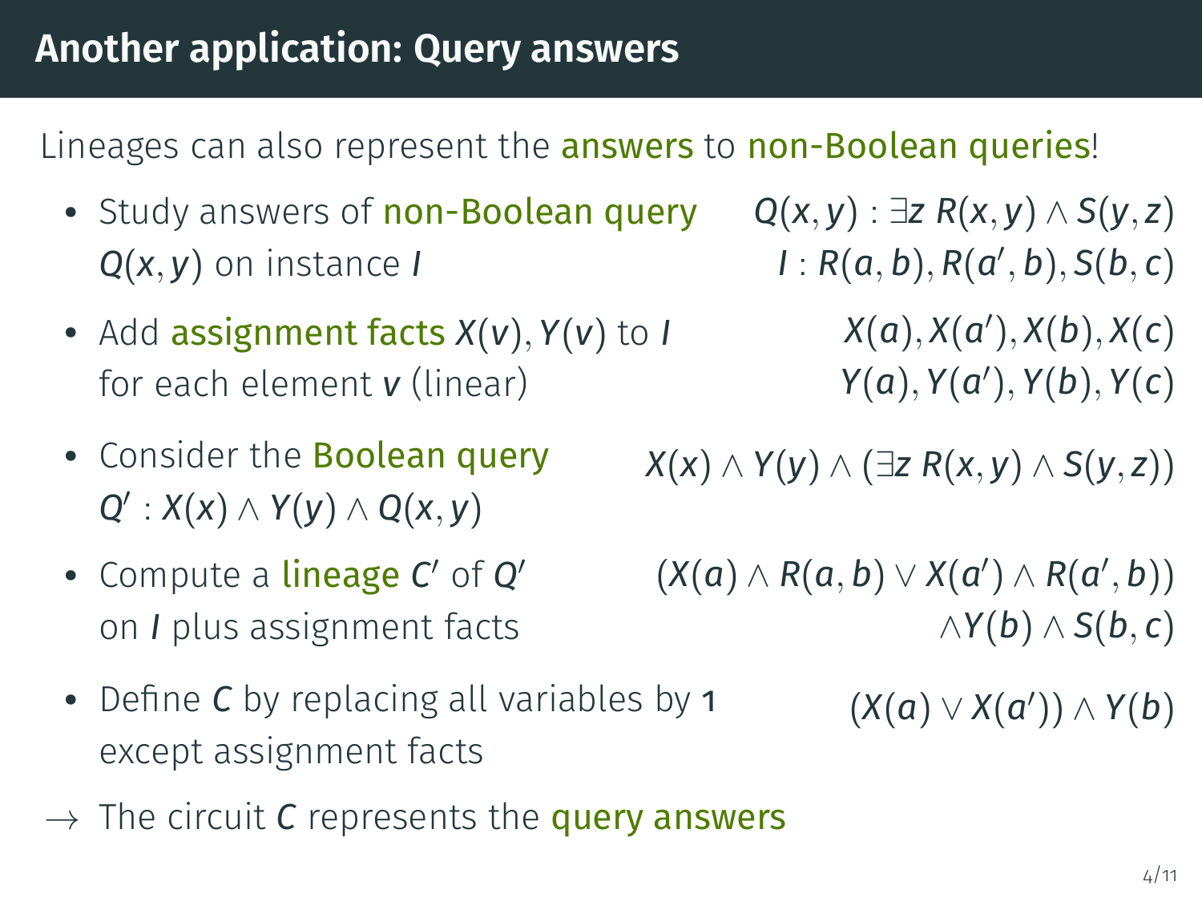# Another application: Query answers

Lineages can also represent the **answers** to **non-Boolean queries**!

- Study answers of **non-Boolean query** $Q(x, y)$ on instance $I$

  $Q(x, y) : \exists z\, R(x, y) \wedge S(y, z)$

  $I : R(a, b), R(a', b), S(b, c)$

- Add **assignment facts** $X(v), Y(v)$ to $I$ for each element $v$ (linear)

  $X(a), X(a'), X(b), X(c)$

  $Y(a), Y(a'), Y(b), Y(c)$

- Consider the **Boolean query** $Q' : X(x) \wedge Y(y) \wedge Q(x, y)$

  $X(x) \wedge Y(y) \wedge (\exists z\, R(x, y) \wedge S(y, z))$

- Compute a **lineage** $C'$ of $Q'$ on $I$ plus assignment facts

  $(X(a) \wedge R(a, b) \vee X(a') \wedge R(a', b))$

  $\wedge Y(b) \wedge S(b, c)$

- Define $C$ by replacing all variables by $\mathbf{1}$ except assignment facts

  $(X(a) \vee X(a')) \wedge Y(b)$

$\rightarrow$ The circuit $C$ represents the **query answers**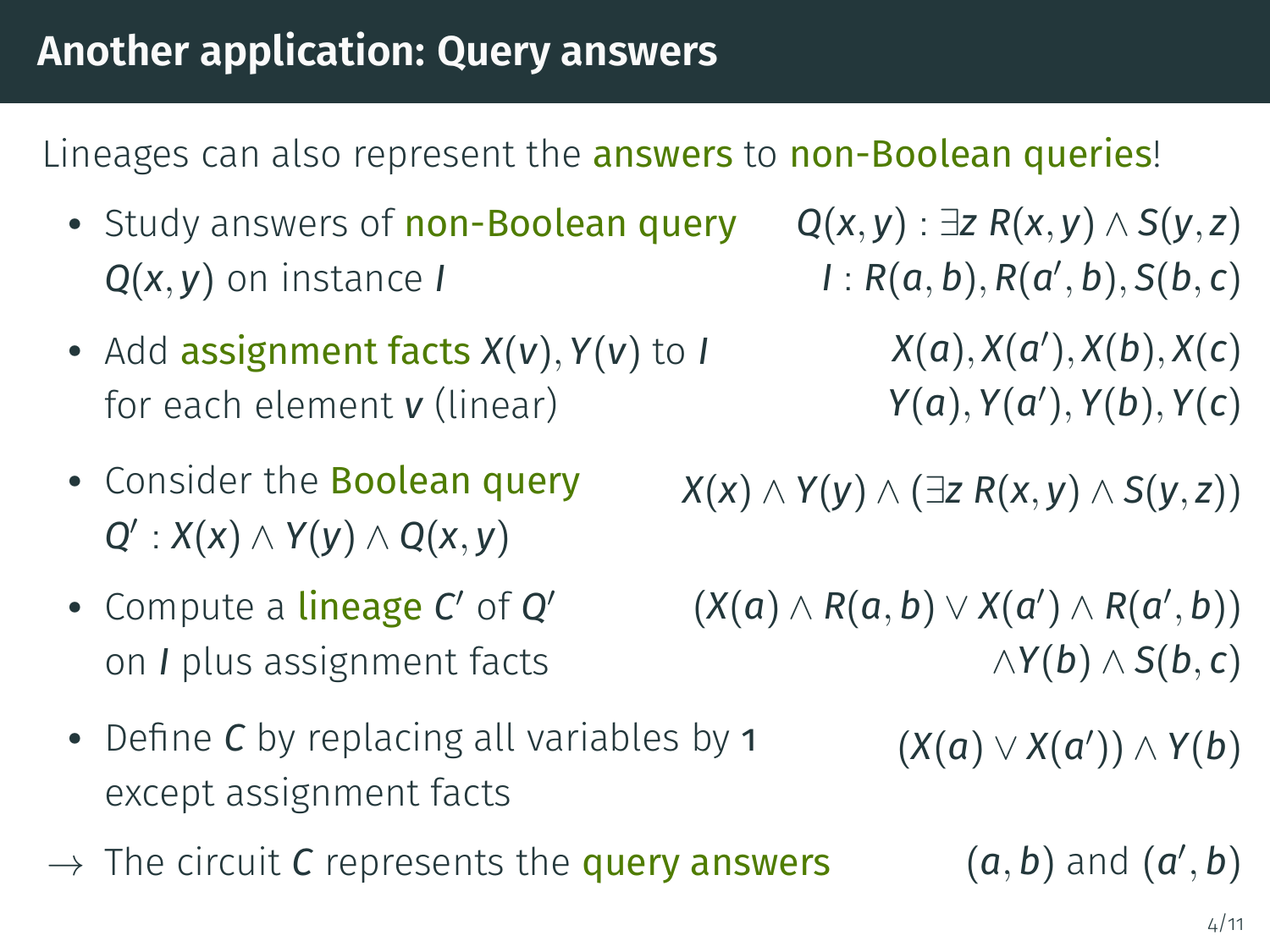## Another application: Query answers

Lineages can also represent the **answers** to **non-Boolean queries**!

- Study answers of **non-Boolean query** $Q(x, y)$ on instance $I$

  $Q(x, y) : \exists z \, R(x, y) \wedge S(y, z)$

  $I : R(a, b), R(a', b), S(b, c)$

- Add **assignment facts** $X(v), Y(v)$ to $I$ for each element $v$ (linear)

  $X(a), X(a'), X(b), X(c)$

  $Y(a), Y(a'), Y(b), Y(c)$

- Consider the **Boolean query** $Q' : X(x) \wedge Y(y) \wedge Q(x, y)$

  $X(x) \wedge Y(y) \wedge (\exists z \, R(x, y) \wedge S(y, z))$

- Compute a **lineage** $C'$ of $Q'$ on $I$ plus assignment facts

  $(X(a) \wedge R(a, b) \vee X(a') \wedge R(a', b))$
  $\wedge Y(b) \wedge S(b, c)$

- Define $C$ by replacing all variables by $\mathbf{1}$ except assignment facts

  $(X(a) \vee X(a')) \wedge Y(b)$

$\rightarrow$ The circuit $C$ represents the **query answers** $(a, b)$ and $(a', b)$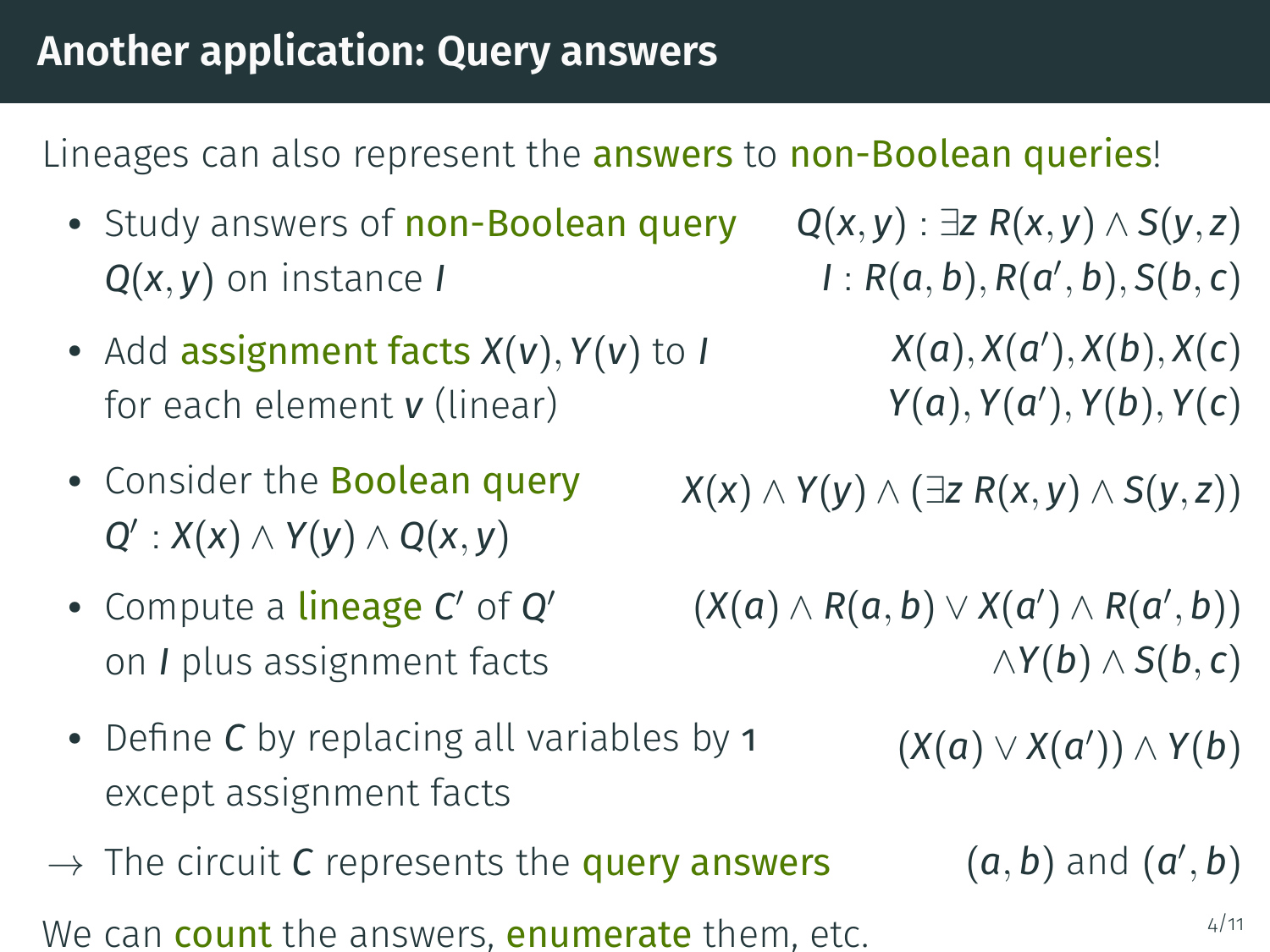# Another application: Query answers

Lineages can also represent the **answers** to **non-Boolean queries**!

- Study answers of **non-Boolean query** $Q(x, y)$ on instance $I$
  $Q(x, y) : \exists z\, R(x, y) \wedge S(y, z)$
  $I : R(a, b), R(a', b), S(b, c)$

- Add **assignment facts** $X(v), Y(v)$ to $I$ for each element $v$ (linear)
  $X(a), X(a'), X(b), X(c)$
  $Y(a), Y(a'), Y(b), Y(c)$

- Consider the **Boolean query** $Q' : X(x) \wedge Y(y) \wedge Q(x, y)$
  $X(x) \wedge Y(y) \wedge (\exists z\, R(x, y) \wedge S(y, z))$

- Compute a **lineage** $C'$ of $Q'$ on $I$ plus assignment facts
  $(X(a) \wedge R(a, b) \vee X(a') \wedge R(a', b))$
  $\wedge Y(b) \wedge S(b, c)$

- Define $C$ by replacing all variables by $1$ except assignment facts
  $(X(a) \vee X(a')) \wedge Y(b)$

$\rightarrow$ The circuit $C$ represents the **query answers** $(a, b)$ and $(a', b)$

We can **count** the answers, **enumerate** them, etc.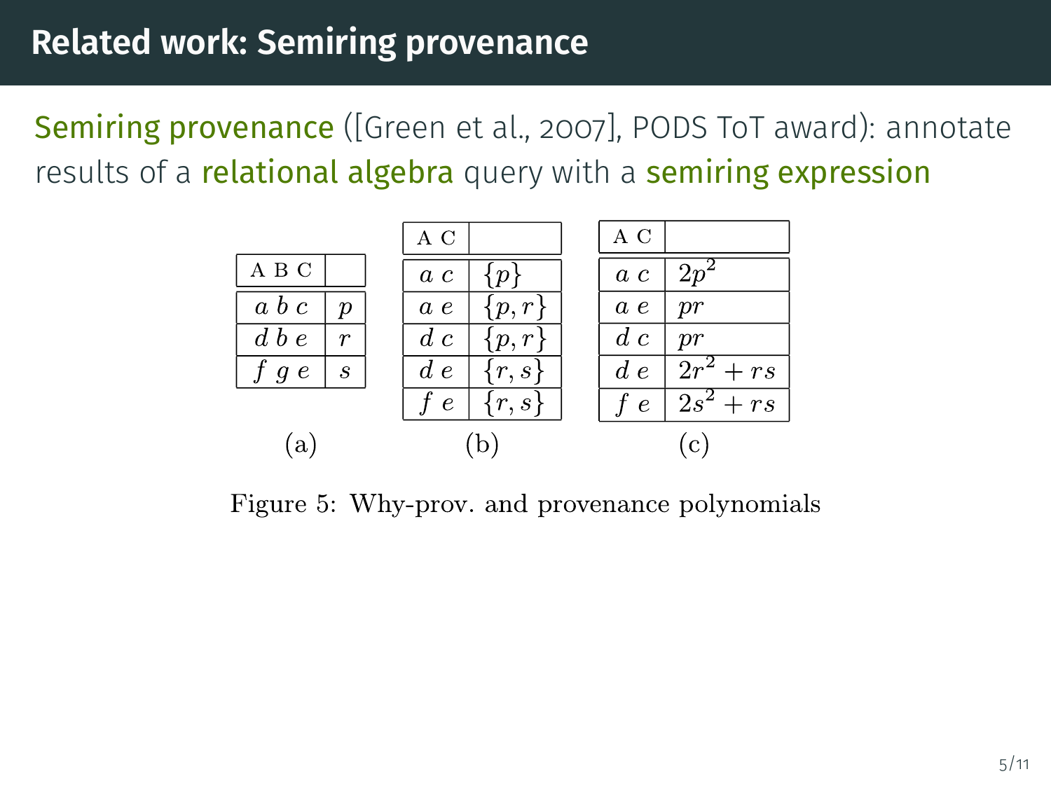# Related work: Semiring provenance

Semiring provenance ([Green et al., 2007], PODS ToT award): annotate results of a relational algebra query with a semiring expression

(a)

| A B C | |
|---|---|
| $a\ b\ c$ | $p$ |
| $d\ b\ e$ | $r$ |
| $f\ g\ e$ | $s$ |

(b)

| A C | |
|---|---|
| $a\ c$ | $\{p\}$ |
| $a\ e$ | $\{p, r\}$ |
| $d\ c$ | $\{p, r\}$ |
| $d\ e$ | $\{r, s\}$ |
| $f\ e$ | $\{r, s\}$ |

(c)

| A C | |
|---|---|
| $a\ c$ | $2p^2$ |
| $a\ e$ | $pr$ |
| $d\ c$ | $pr$ |
| $d\ e$ | $2r^2 + rs$ |
| $f\ e$ | $2s^2 + rs$ |

Figure 5: Why-prov. and provenance polynomials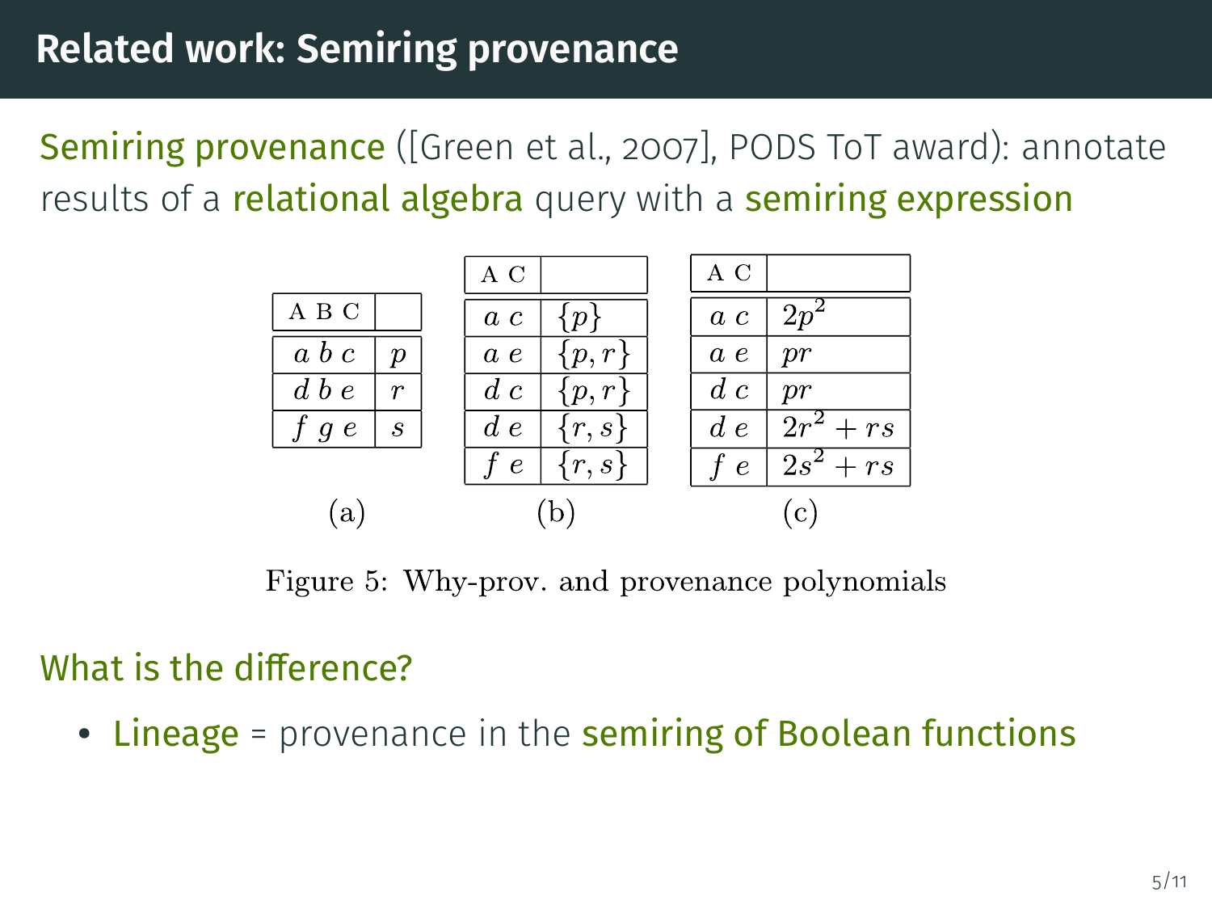# Related work: Semiring provenance

Semiring provenance ([Green et al., 2007], PODS ToT award): annotate results of a relational algebra query with a semiring expression

| A B C | |
|---|---|
| $a\ b\ c$ | $p$ |
| $d\ b\ e$ | $r$ |
| $f\ g\ e$ | $s$ |

(a)

| A C | |
|---|---|
| $a\ c$ | $\{p\}$ |
| $a\ e$ | $\{p, r\}$ |
| $d\ c$ | $\{p, r\}$ |
| $d\ e$ | $\{r, s\}$ |
| $f\ e$ | $\{r, s\}$ |

(b)

| A C | |
|---|---|
| $a\ c$ | $2p^2$ |
| $a\ e$ | $pr$ |
| $d\ c$ | $pr$ |
| $d\ e$ | $2r^2 + rs$ |
| $f\ e$ | $2s^2 + rs$ |

(c)

Figure 5: Why-prov. and provenance polynomials

What is the difference?

- Lineage = provenance in the semiring of Boolean functions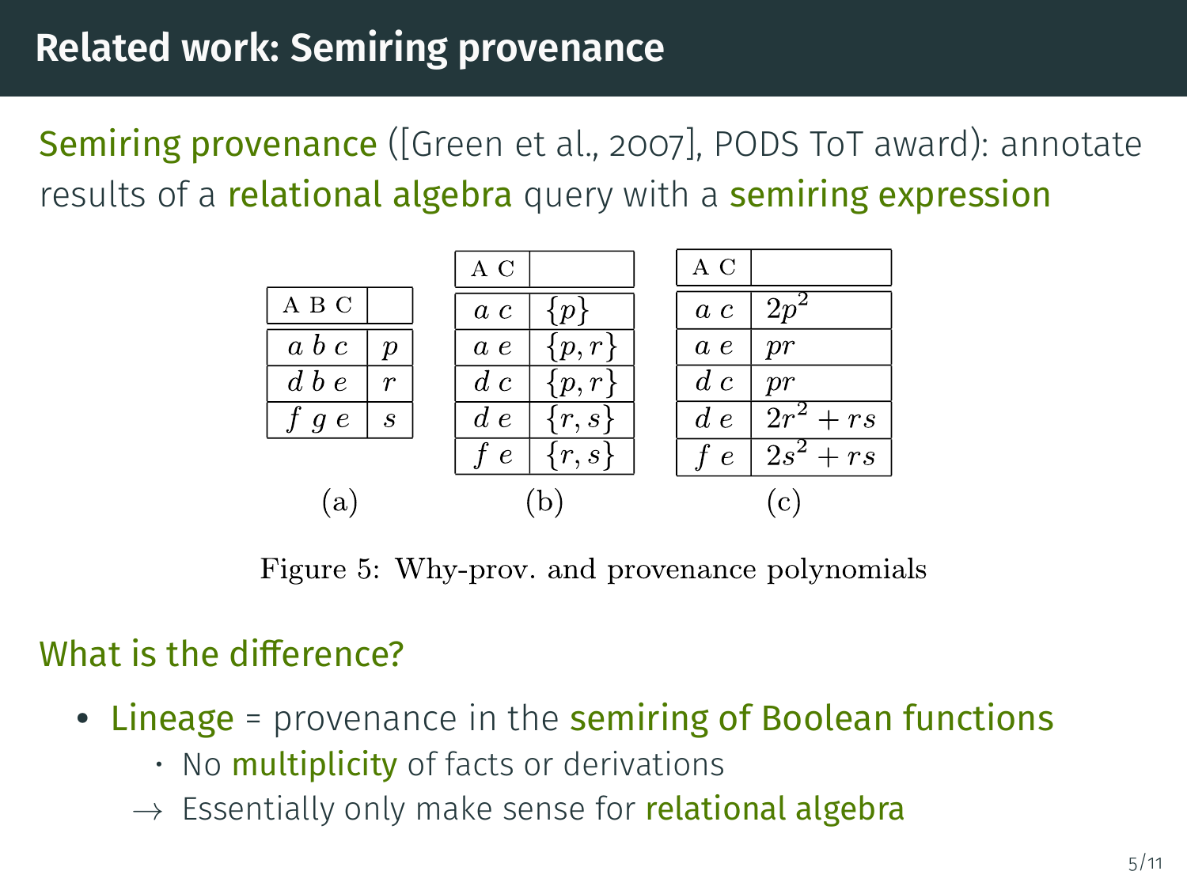# Related work: Semiring provenance

Semiring provenance ([Green et al., 2007], PODS ToT award): annotate results of a relational algebra query with a semiring expression

(a)

| A B C | |
|---|---|
| $a\ b\ c$ | $p$ |
| $d\ b\ e$ | $r$ |
| $f\ g\ e$ | $s$ |

(b)

| A C | |
|---|---|
| $a\ c$ | $\{p\}$ |
| $a\ e$ | $\{p, r\}$ |
| $d\ c$ | $\{p, r\}$ |
| $d\ e$ | $\{r, s\}$ |
| $f\ e$ | $\{r, s\}$ |

(c)

| A C | |
|---|---|
| $a\ c$ | $2p^2$ |
| $a\ e$ | $pr$ |
| $d\ c$ | $pr$ |
| $d\ e$ | $2r^2 + rs$ |
| $f\ e$ | $2s^2 + rs$ |

Figure 5: Why-prov. and provenance polynomials

## What is the difference?

- Lineage = provenance in the semiring of Boolean functions
  - No multiplicity of facts or derivations

  → Essentially only make sense for relational algebra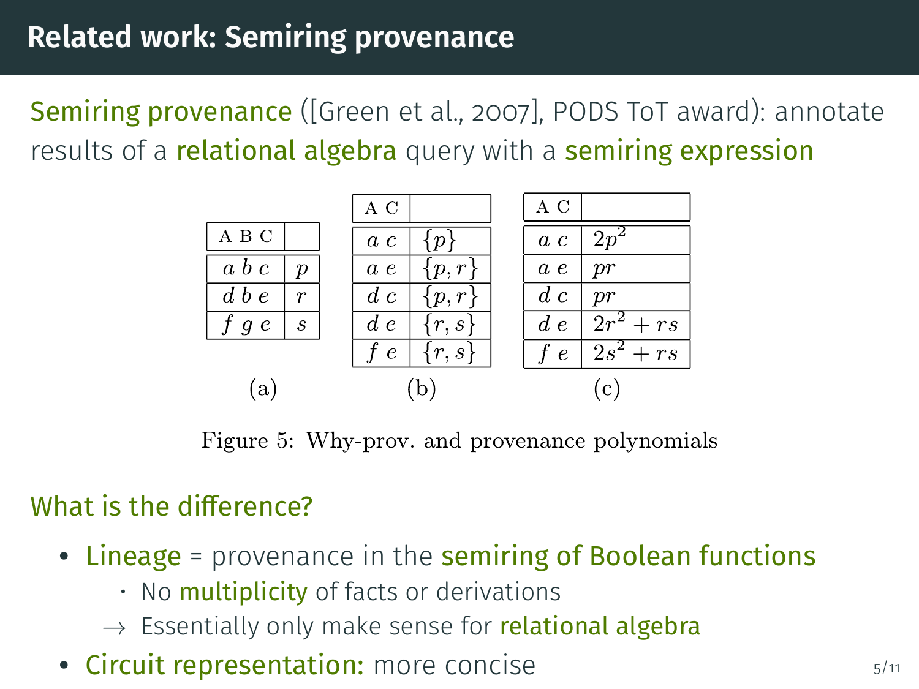# Related work: Semiring provenance

Semiring provenance ([Green et al., 2007], PODS ToT award): annotate results of a relational algebra query with a semiring expression

(a)

| A B C | |
|---|---|
| $a\ b\ c$ | $p$ |
| $d\ b\ e$ | $r$ |
| $f\ g\ e$ | $s$ |

(b)

| A C | |
|---|---|
| $a\ c$ | $\{p\}$ |
| $a\ e$ | $\{p, r\}$ |
| $d\ c$ | $\{p, r\}$ |
| $d\ e$ | $\{r, s\}$ |
| $f\ e$ | $\{r, s\}$ |

(c)

| A C | |
|---|---|
| $a\ c$ | $2p^2$ |
| $a\ e$ | $pr$ |
| $d\ c$ | $pr$ |
| $d\ e$ | $2r^2 + rs$ |
| $f\ e$ | $2s^2 + rs$ |

Figure 5: Why-prov. and provenance polynomials

## What is the difference?

- Lineage = provenance in the semiring of Boolean functions
  - No multiplicity of facts or derivations

  $\rightarrow$ Essentially only make sense for relational algebra
- Circuit representation: more concise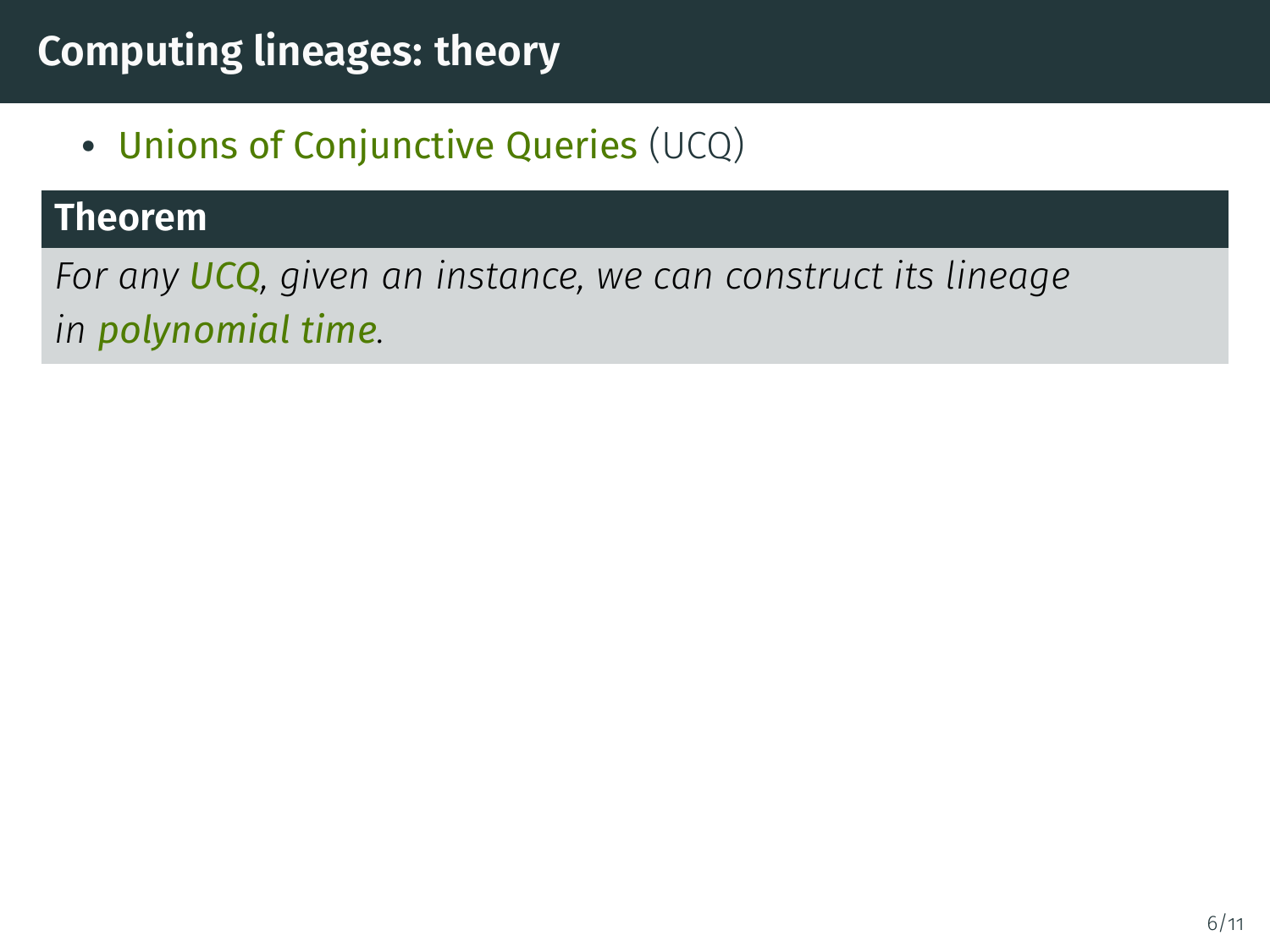# Computing lineages: theory

- Unions of Conjunctive Queries (UCQ)

**Theorem**

*For any UCQ, given an instance, we can construct its lineage in polynomial time.*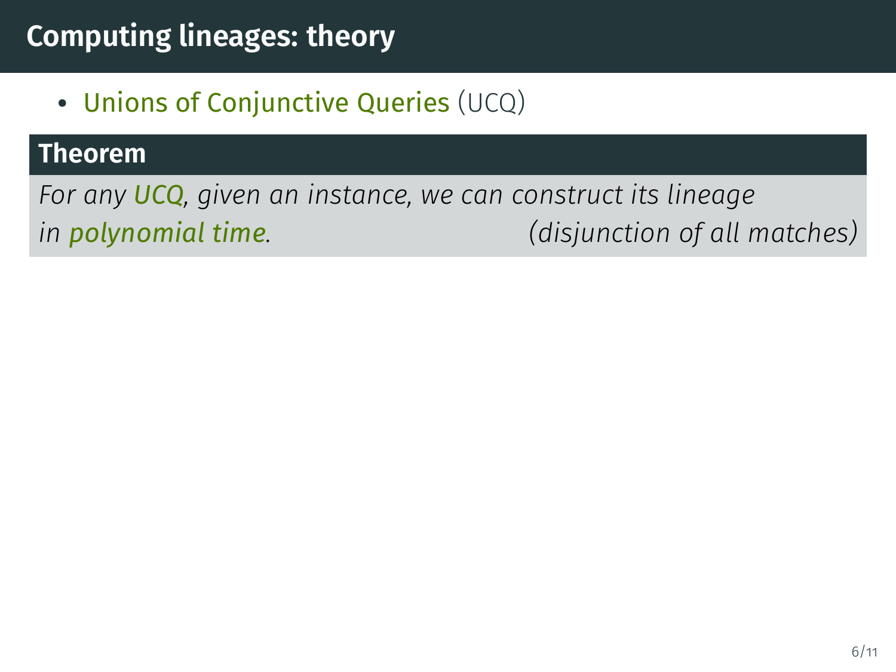# Computing lineages: theory

- Unions of Conjunctive Queries (UCQ)

**Theorem**

*For any UCQ, given an instance, we can construct its lineage in polynomial time.* *(disjunction of all matches)*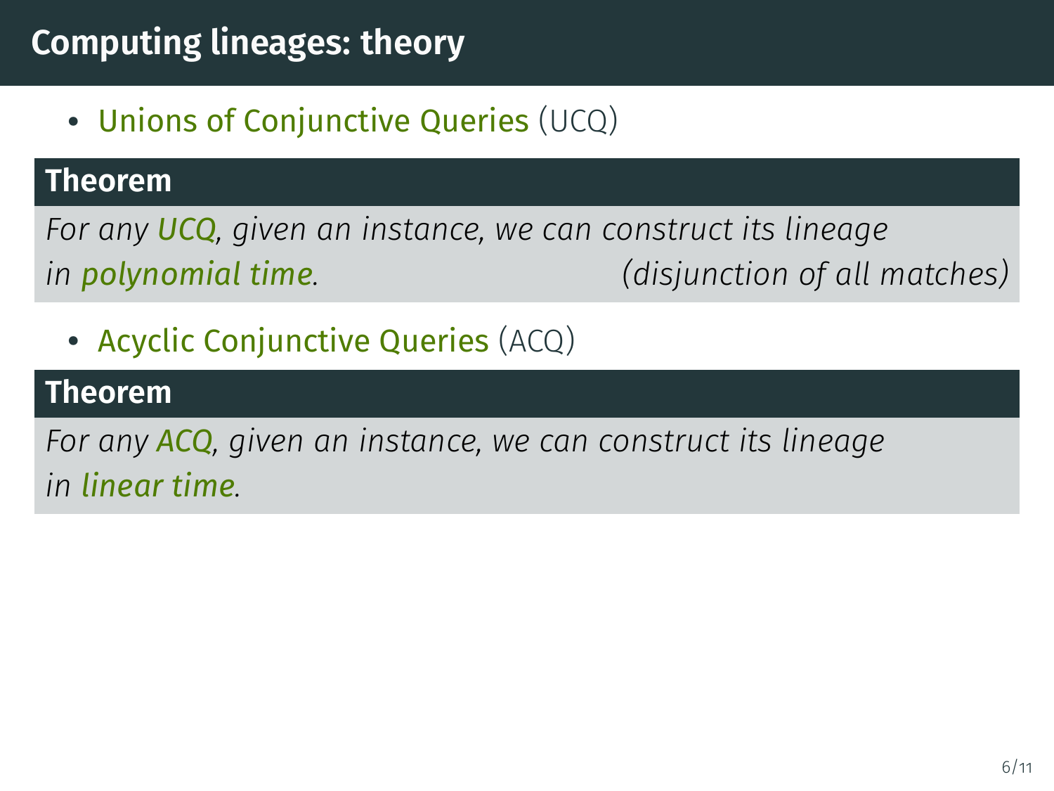# Computing lineages: theory

- Unions of Conjunctive Queries (UCQ)

**Theorem**

*For any UCQ, given an instance, we can construct its lineage in polynomial time.* *(disjunction of all matches)*

- Acyclic Conjunctive Queries (ACQ)

**Theorem**

*For any ACQ, given an instance, we can construct its lineage in linear time.*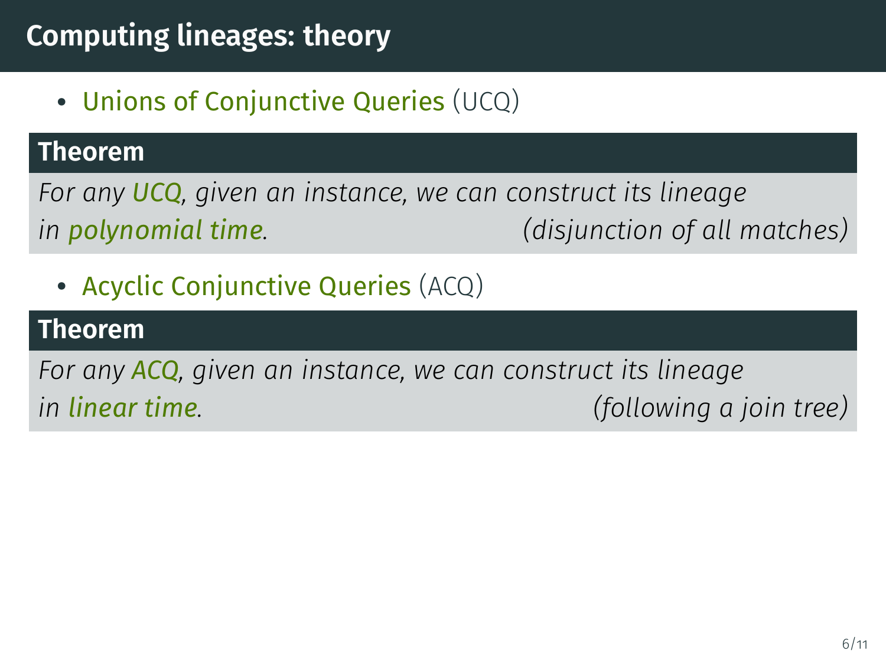# Computing lineages: theory

- Unions of Conjunctive Queries (UCQ)

**Theorem**

*For any UCQ, given an instance, we can construct its lineage in polynomial time.* *(disjunction of all matches)*

- Acyclic Conjunctive Queries (ACQ)

**Theorem**

*For any ACQ, given an instance, we can construct its lineage in linear time.* *(following a join tree)*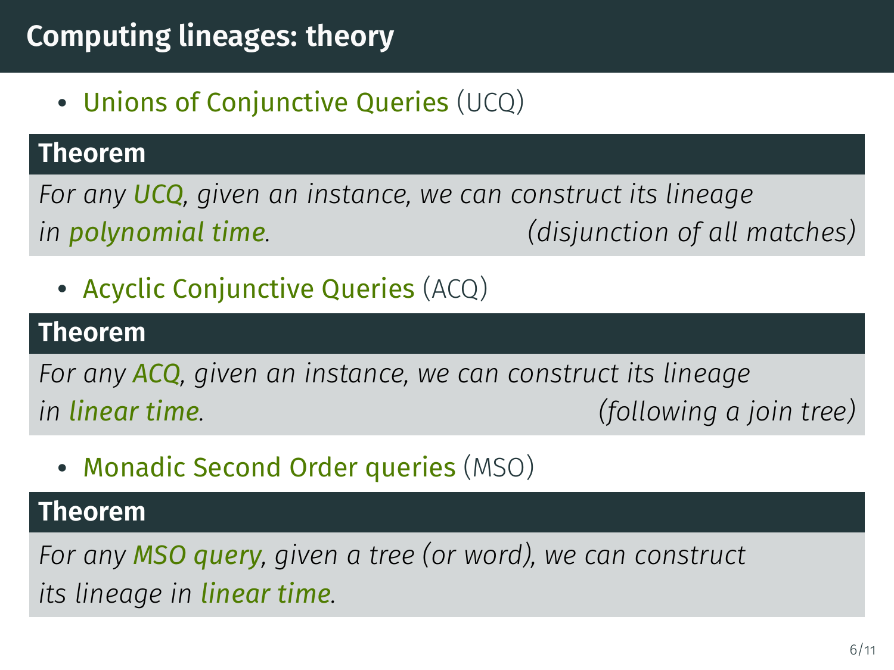# Computing lineages: theory

- Unions of Conjunctive Queries (UCQ)

**Theorem**

*For any UCQ, given an instance, we can construct its lineage in polynomial time.* *(disjunction of all matches)*

- Acyclic Conjunctive Queries (ACQ)

**Theorem**

*For any ACQ, given an instance, we can construct its lineage in linear time.* *(following a join tree)*

- Monadic Second Order queries (MSO)

**Theorem**

*For any MSO query, given a tree (or word), we can construct its lineage in linear time.*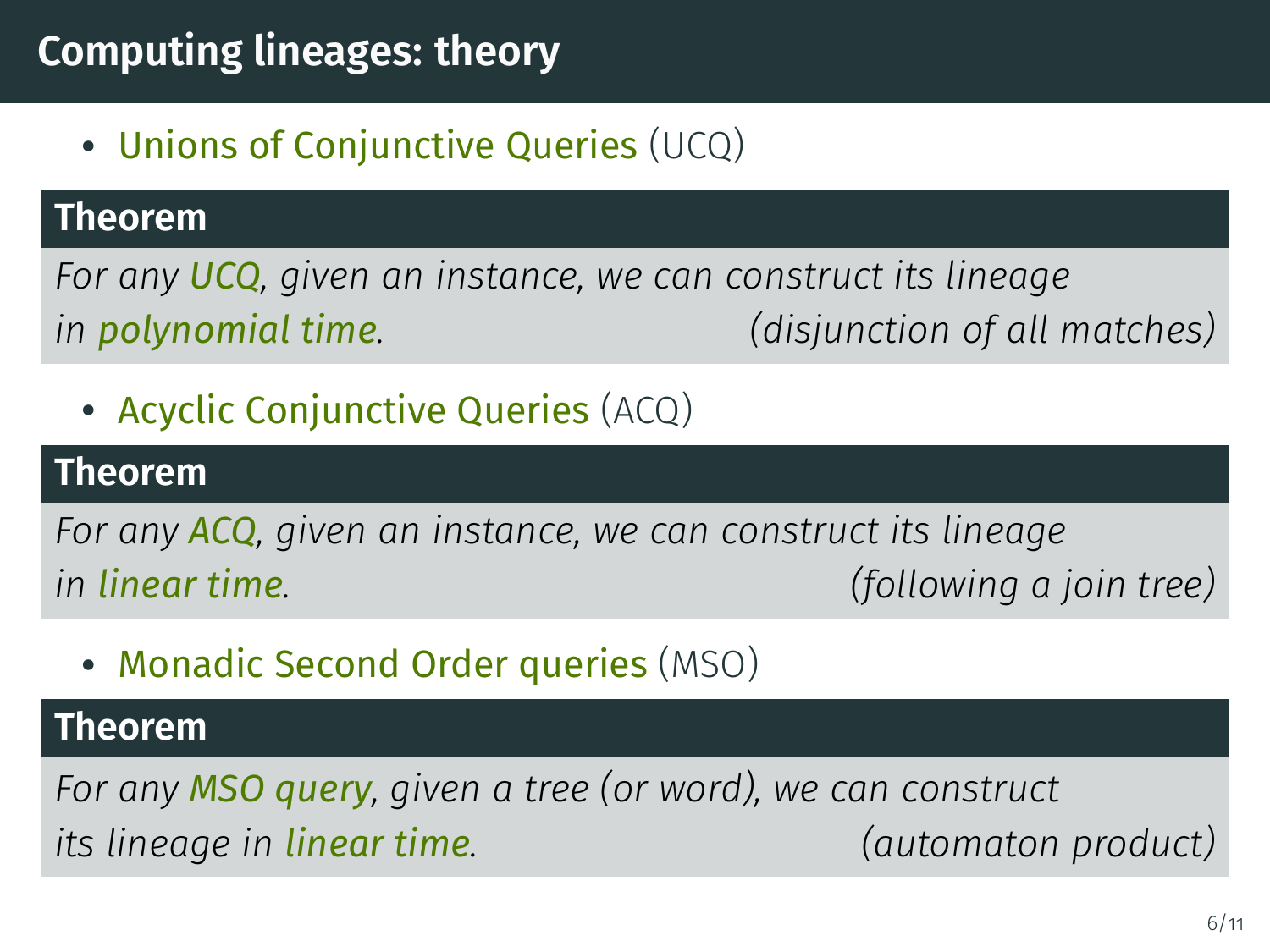# Computing lineages: theory

- Unions of Conjunctive Queries (UCQ)

**Theorem**

*For any UCQ, given an instance, we can construct its lineage in polynomial time.* *(disjunction of all matches)*

- Acyclic Conjunctive Queries (ACQ)

**Theorem**

*For any ACQ, given an instance, we can construct its lineage in linear time.* *(following a join tree)*

- Monadic Second Order queries (MSO)

**Theorem**

*For any MSO query, given a tree (or word), we can construct its lineage in linear time.* *(automaton product)*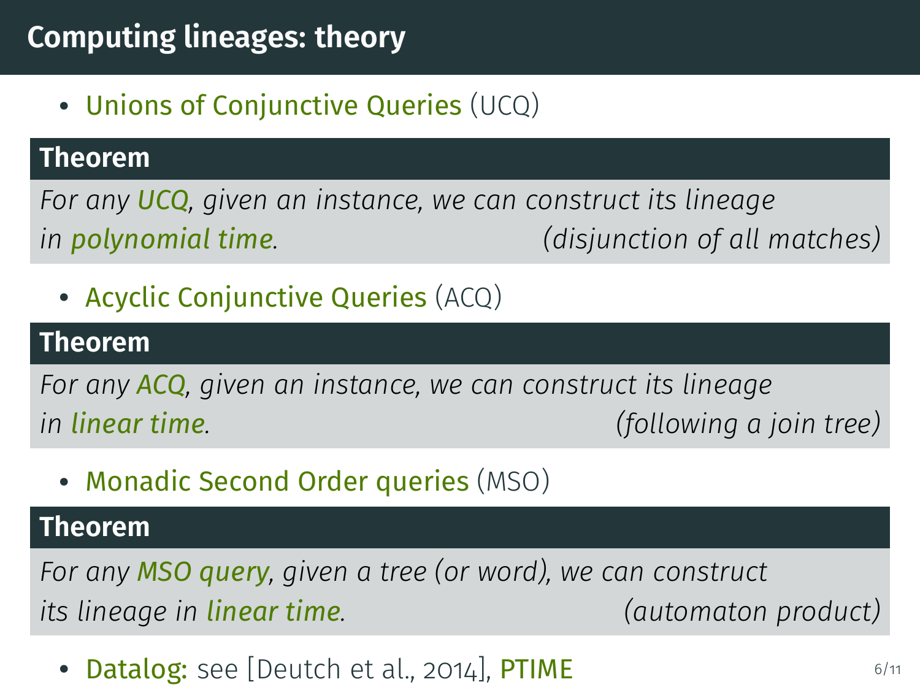# Computing lineages: theory

- Unions of Conjunctive Queries (UCQ)

**Theorem**

*For any UCQ, given an instance, we can construct its lineage in polynomial time.* *(disjunction of all matches)*

- Acyclic Conjunctive Queries (ACQ)

**Theorem**

*For any ACQ, given an instance, we can construct its lineage in linear time.* *(following a join tree)*

- Monadic Second Order queries (MSO)

**Theorem**

*For any MSO query, given a tree (or word), we can construct its lineage in linear time.* *(automaton product)*

- Datalog: see [Deutch et al., 2014], PTIME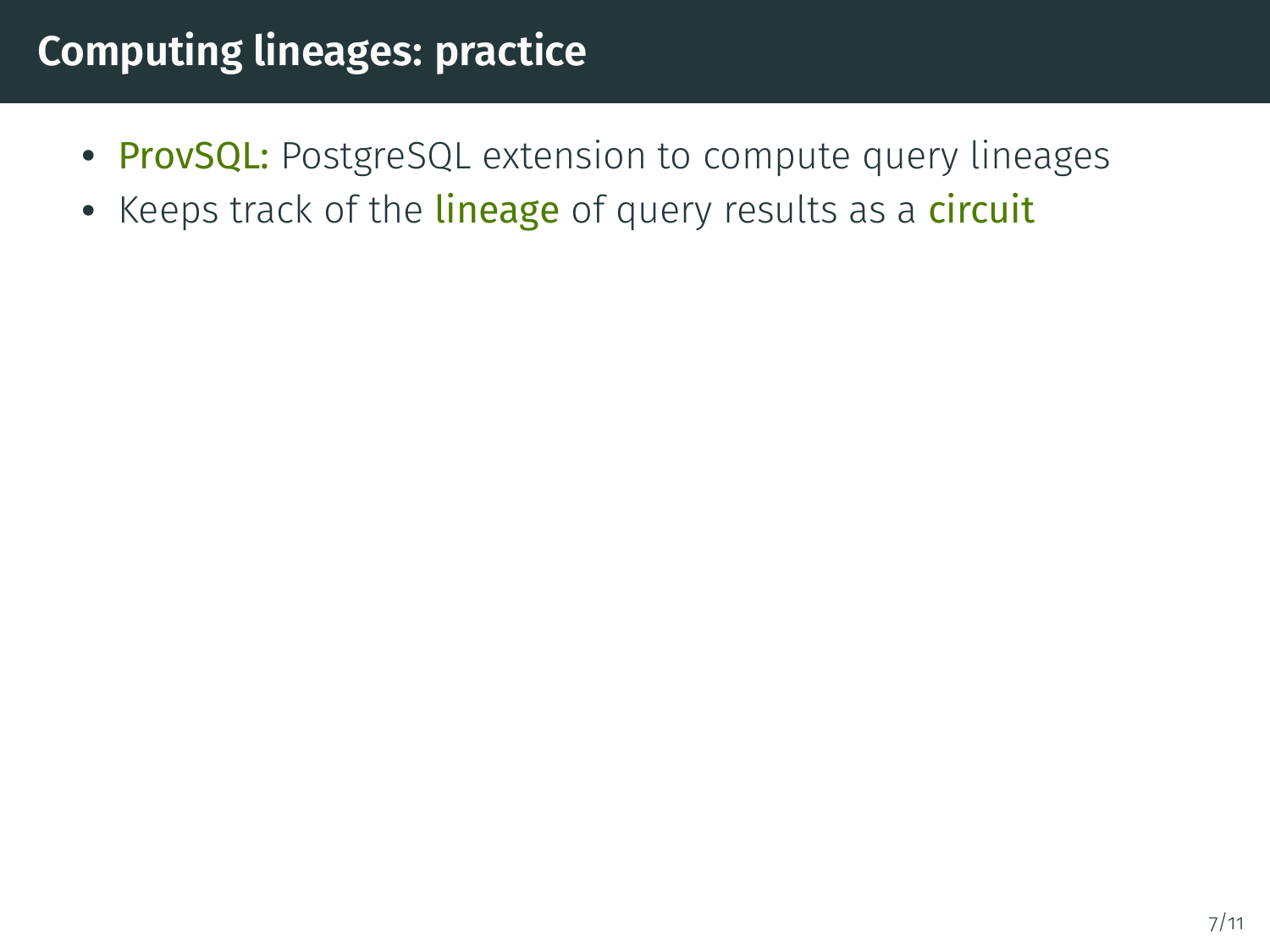# Computing lineages: practice

- ProvSQL: PostgreSQL extension to compute query lineages
- Keeps track of the lineage of query results as a circuit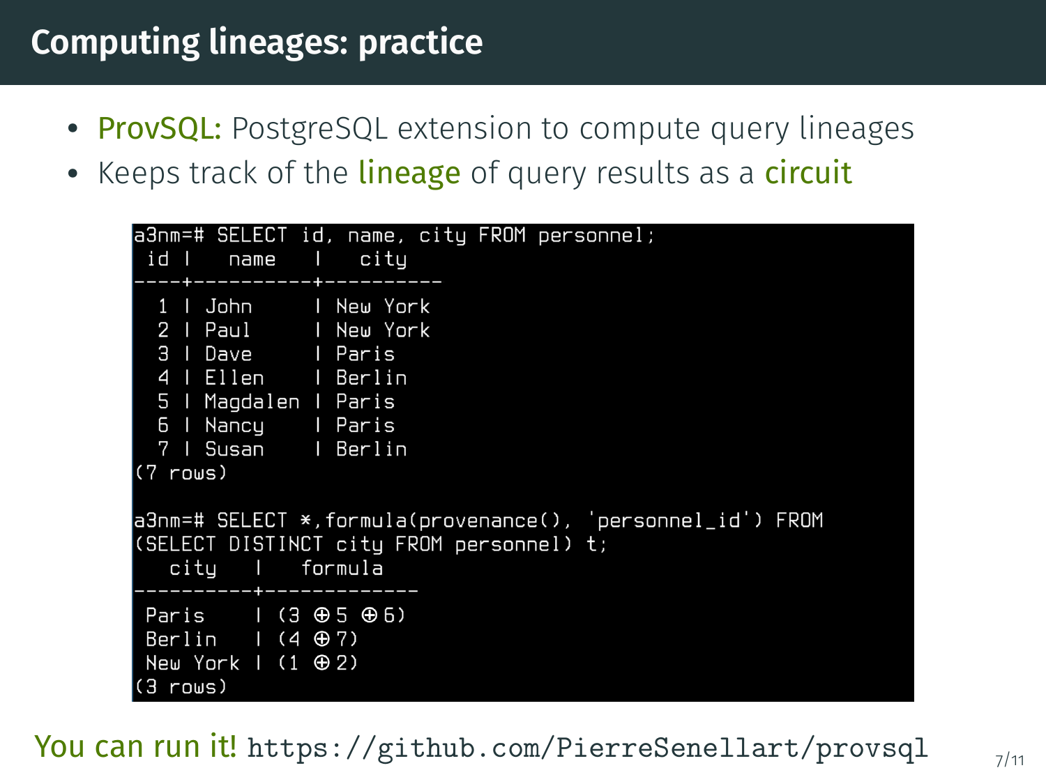# Computing lineages: practice

- ProvSQL: PostgreSQL extension to compute query lineages
- Keeps track of the lineage of query results as a circuit

```
a3nm=# SELECT id, name, city FROM personnel;
 id |   name    |   city
----+-----------+----------
  1 | John      | New York
  2 | Paul      | New York
  3 | Dave      | Paris
  4 | Ellen     | Berlin
  5 | Magdalen  | Paris
  6 | Nancy     | Paris
  7 | Susan     | Berlin
(7 rows)

a3nm=# SELECT *,formula(provenance(), 'personnel_id') FROM
(SELECT DISTINCT city FROM personnel) t;
   city   |   formula
----------+-------------
 Paris    | (3 ⊕ 5 ⊕ 6)
 Berlin   | (4 ⊕ 7)
 New York | (1 ⊕ 2)
(3 rows)
```

You can run it! https://github.com/PierreSenellart/provsql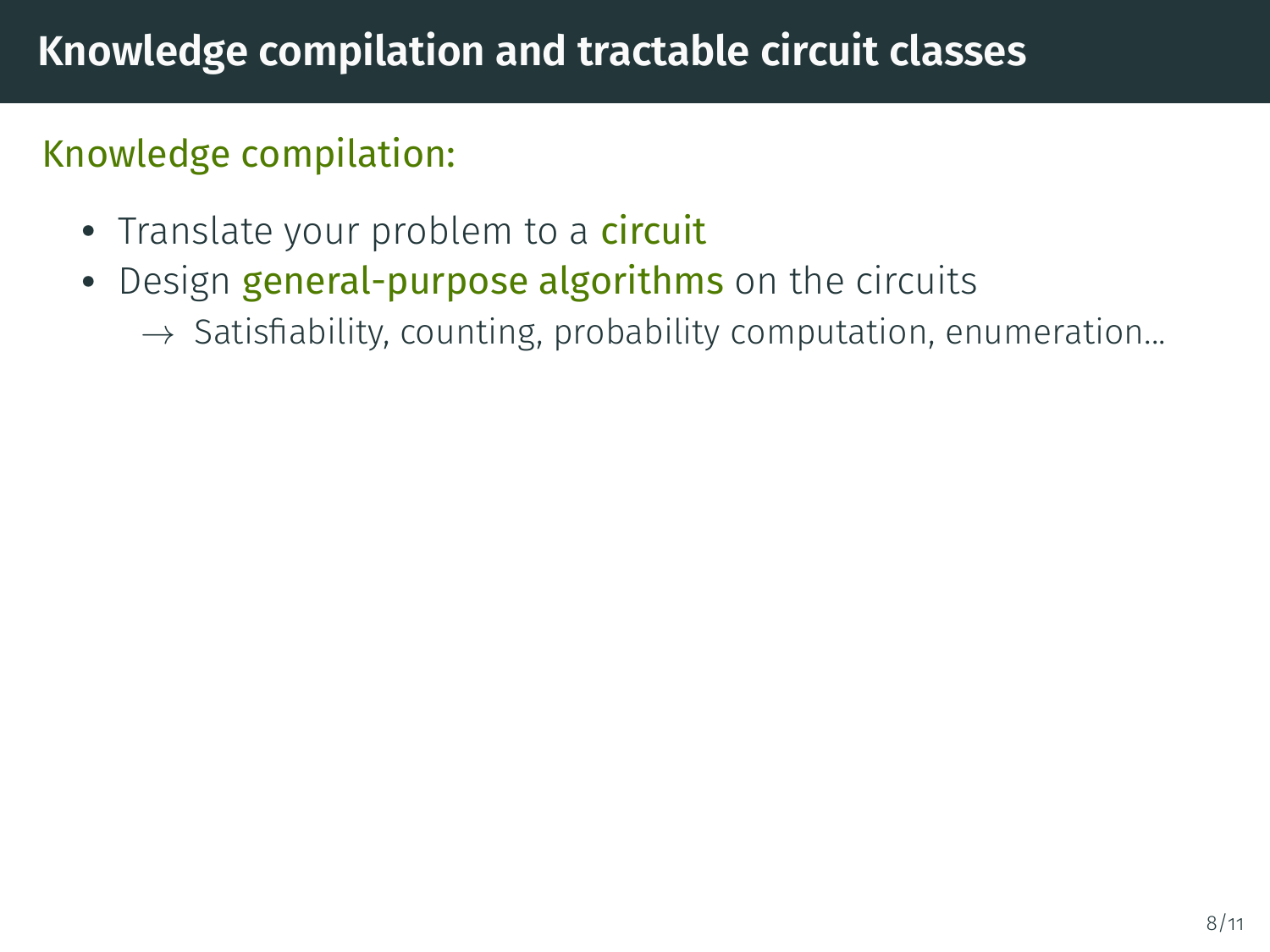# Knowledge compilation and tractable circuit classes

Knowledge compilation:

- Translate your problem to a **circuit**
- Design **general-purpose algorithms** on the circuits
  - → Satisfiability, counting, probability computation, enumeration...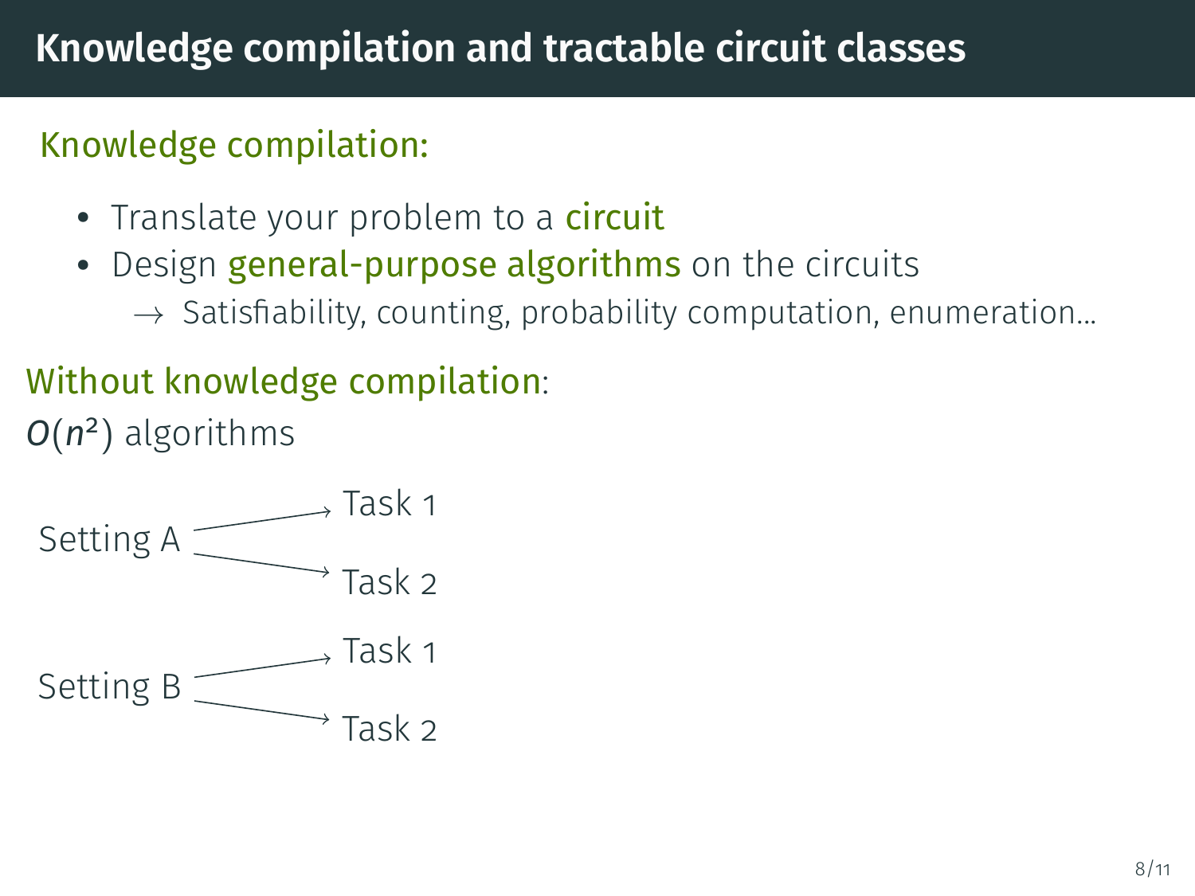# Knowledge compilation and tractable circuit classes

Knowledge compilation:

- Translate your problem to a **circuit**
- Design **general-purpose algorithms** on the circuits
  - $\rightarrow$ Satisfiability, counting, probability computation, enumeration...

Without knowledge compilation:

$O(n^2)$ algorithms

Setting A → Task 1
Setting A → Task 2

Setting B → Task 1
Setting B → Task 2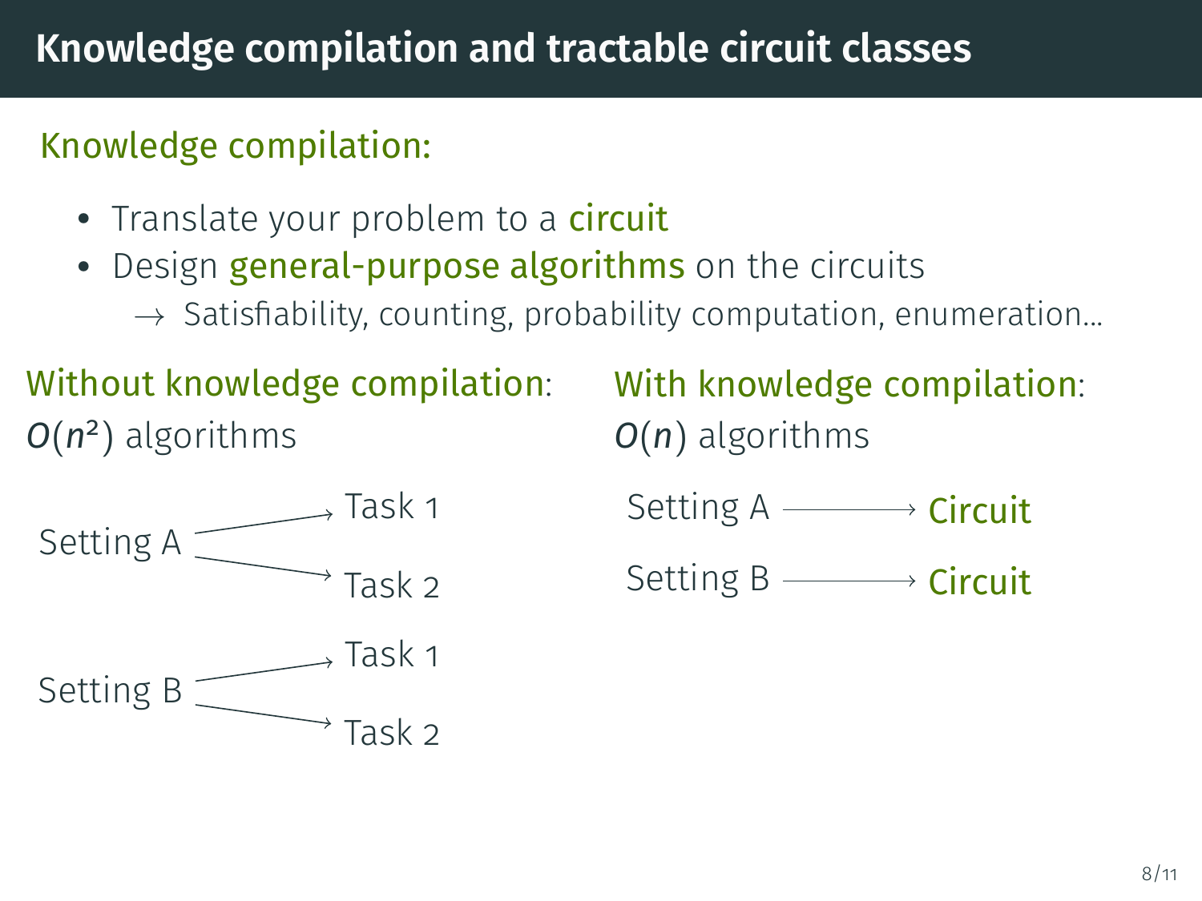# Knowledge compilation and tractable circuit classes

Knowledge compilation:

- Translate your problem to a **circuit**
- Design **general-purpose algorithms** on the circuits
  - → Satisfiability, counting, probability computation, enumeration...

Without knowledge compilation: $O(n^2)$ algorithms

Setting A → Task 1
Setting A → Task 2

Setting B → Task 1
Setting B → Task 2

With knowledge compilation: $O(n)$ algorithms

Setting A → **Circuit**

Setting B → **Circuit**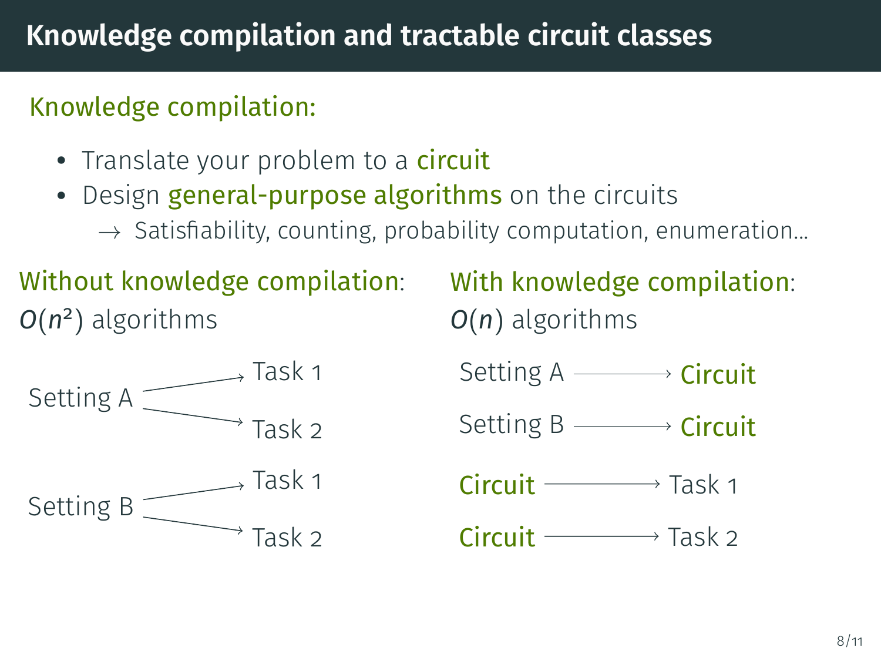# Knowledge compilation and tractable circuit classes

Knowledge compilation:

- Translate your problem to a **circuit**
- Design **general-purpose algorithms** on the circuits
  - → Satisfiability, counting, probability computation, enumeration...

Without knowledge compilation:
$O(n^2)$ algorithms

Setting A → Task 1
Setting A → Task 2
Setting B → Task 1
Setting B → Task 2

With knowledge compilation:
$O(n)$ algorithms

Setting A → **Circuit**
Setting B → **Circuit**
**Circuit** → Task 1
**Circuit** → Task 2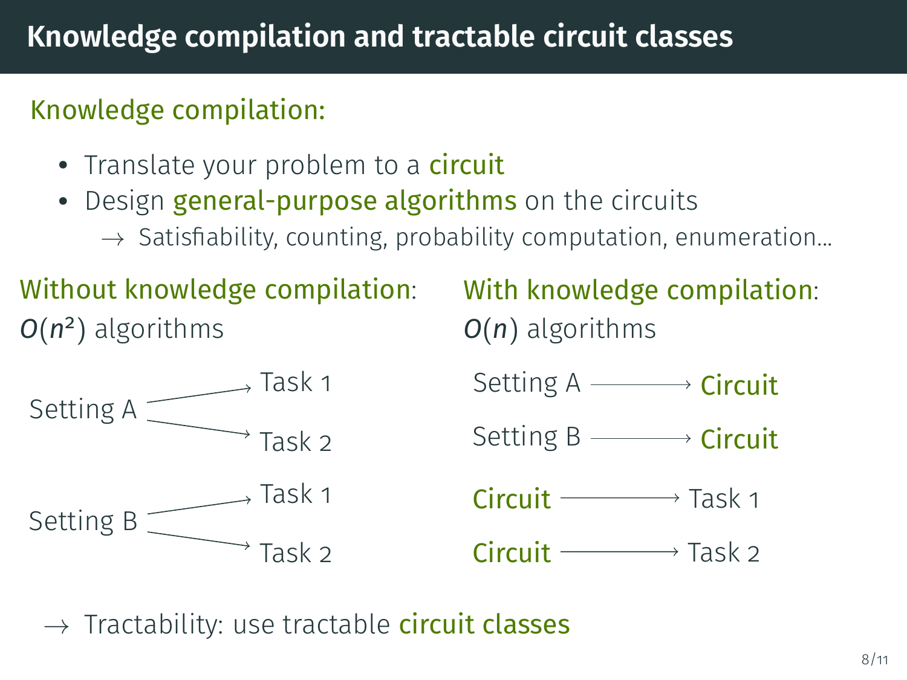# Knowledge compilation and tractable circuit classes

Knowledge compilation:

- Translate your problem to a **circuit**
- Design **general-purpose algorithms** on the circuits
  - → Satisfiability, counting, probability computation, enumeration...

Without knowledge compilation: $O(n^2)$ algorithms

Setting A → Task 1

Setting A → Task 2

Setting B → Task 1

Setting B → Task 2

With knowledge compilation: $O(n)$ algorithms

Setting A → **Circuit**

Setting B → **Circuit**

**Circuit** → Task 1

**Circuit** → Task 2

→ Tractability: use tractable **circuit classes**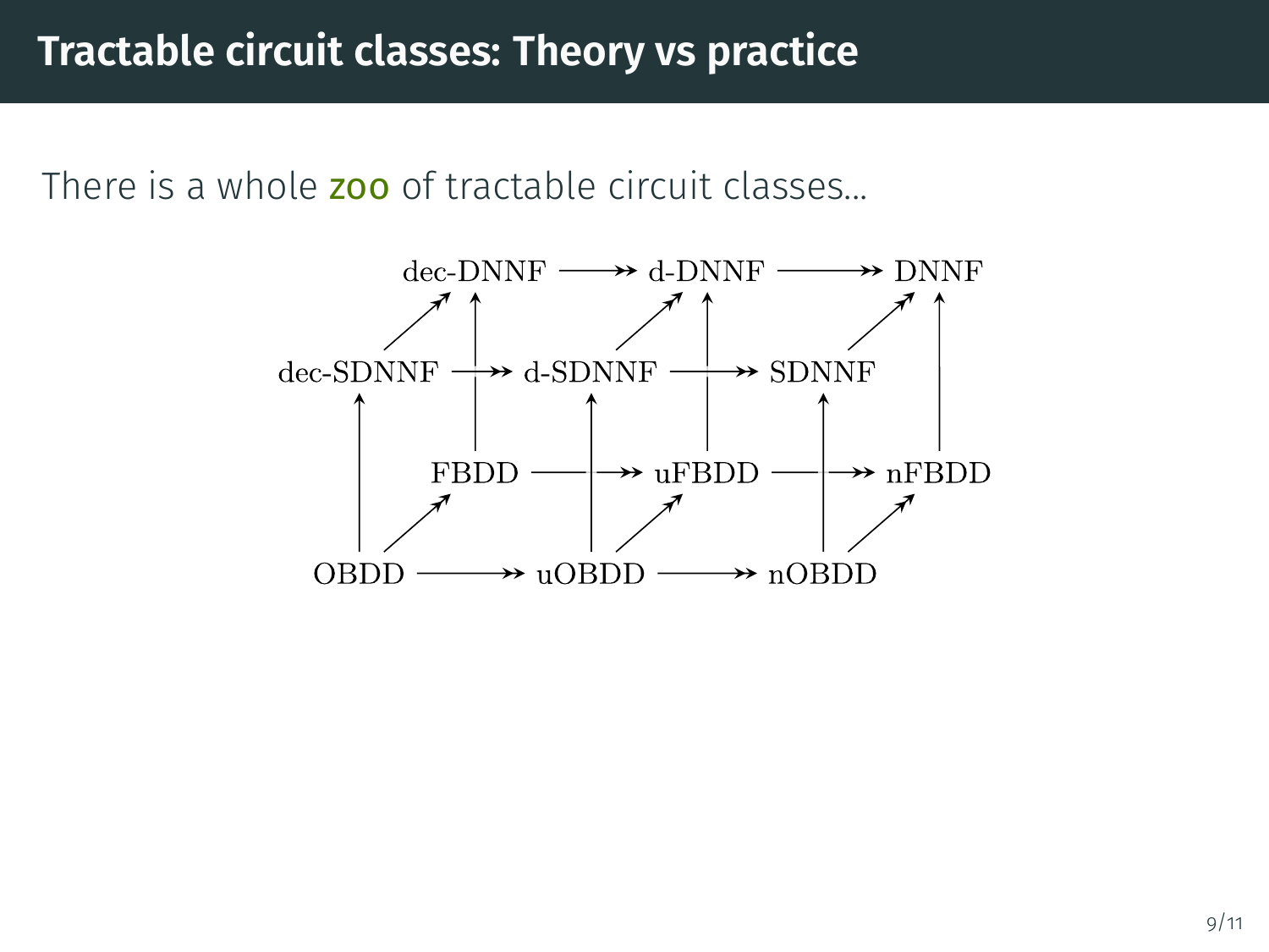# Tractable circuit classes: Theory vs practice

There is a whole **zoo** of tractable circuit classes...

dec-DNNF
d-DNNF
DNNF
dec-SDNNF
d-SDNNF
SDNNF
FBDD
uFBDD
nFBDD
OBDD
uOBDD
nOBDD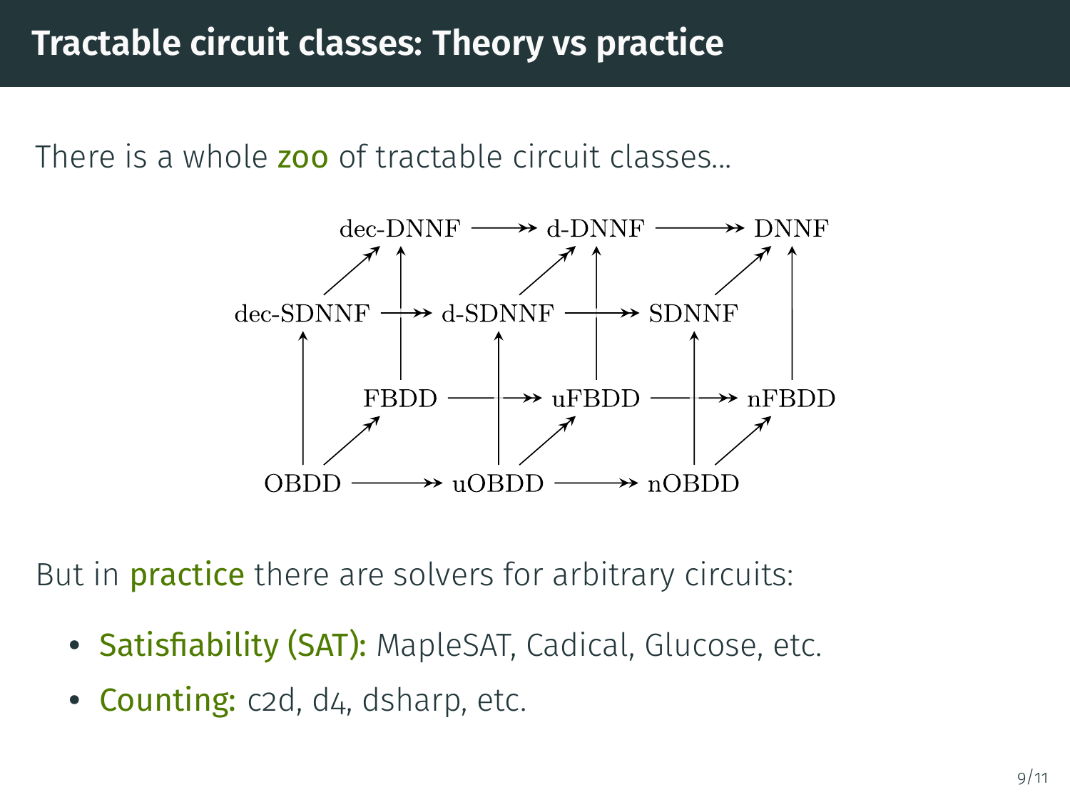# Tractable circuit classes: Theory vs practice

There is a whole **zoo** of tractable circuit classes...

dec-DNNF
d-DNNF
DNNF
dec-SDNNF
d-SDNNF
SDNNF
FBDD
uFBDD
nFBDD
OBDD
uOBDD
nOBDD

But in **practice** there are solvers for arbitrary circuits:

- **Satisfiability (SAT):** MapleSAT, Cadical, Glucose, etc.
- **Counting:** c2d, d4, dsharp, etc.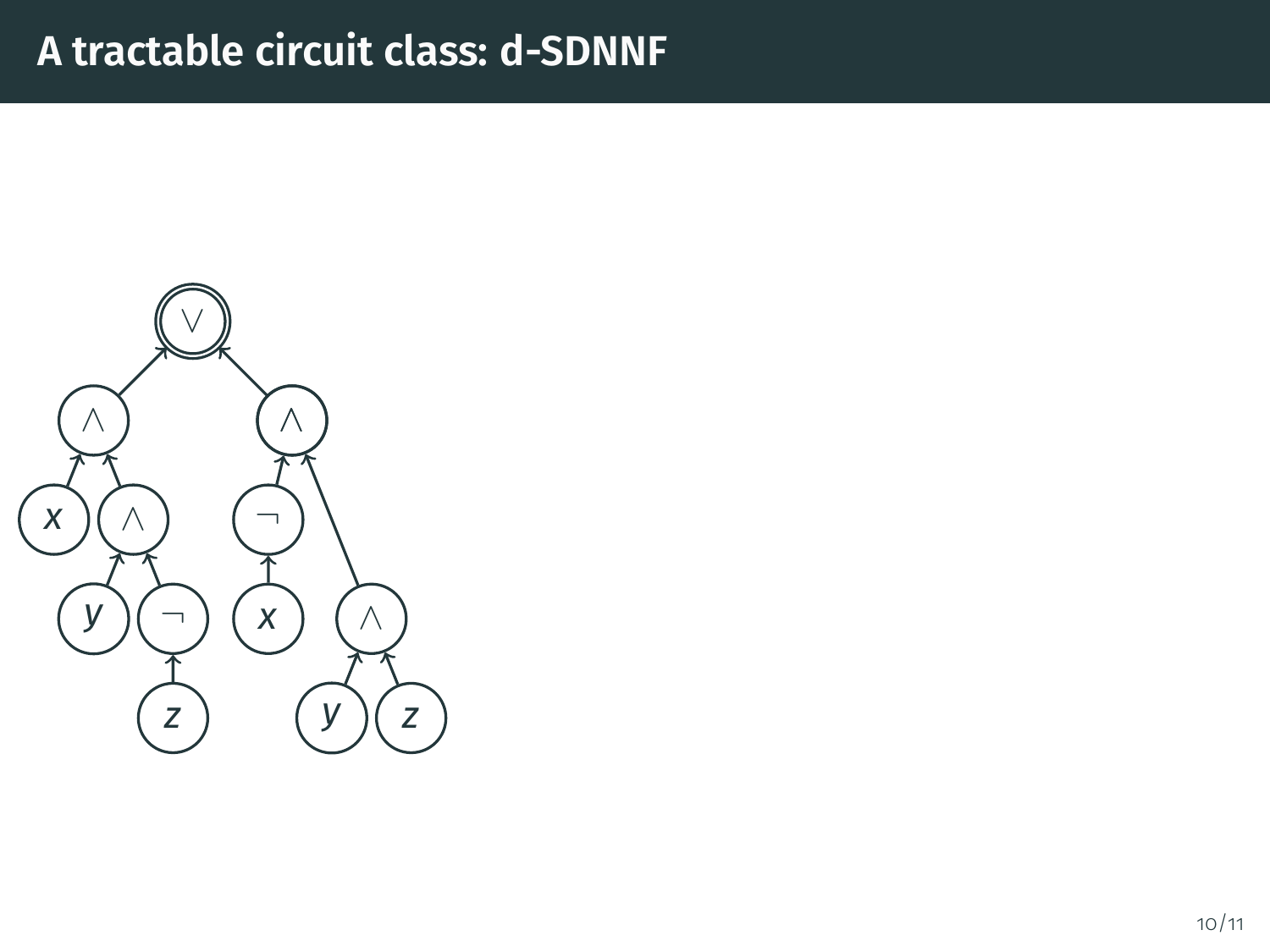# A tractable circuit class: d-SDNNF

∨

∧ ∧

x ∧ ¬

y ¬ x ∧

z y z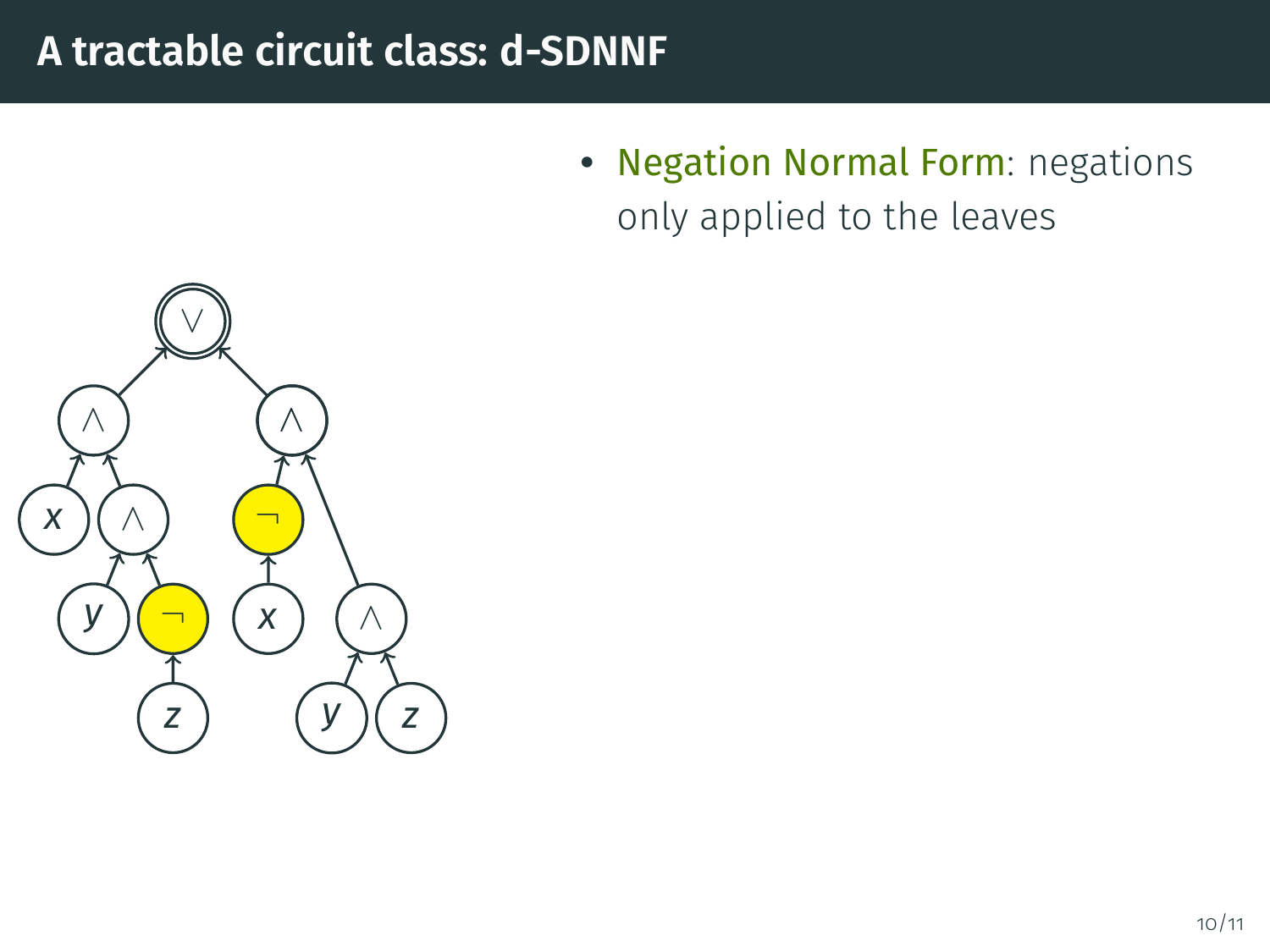# A tractable circuit class: d-SDNNF

- Negation Normal Form: negations only applied to the leaves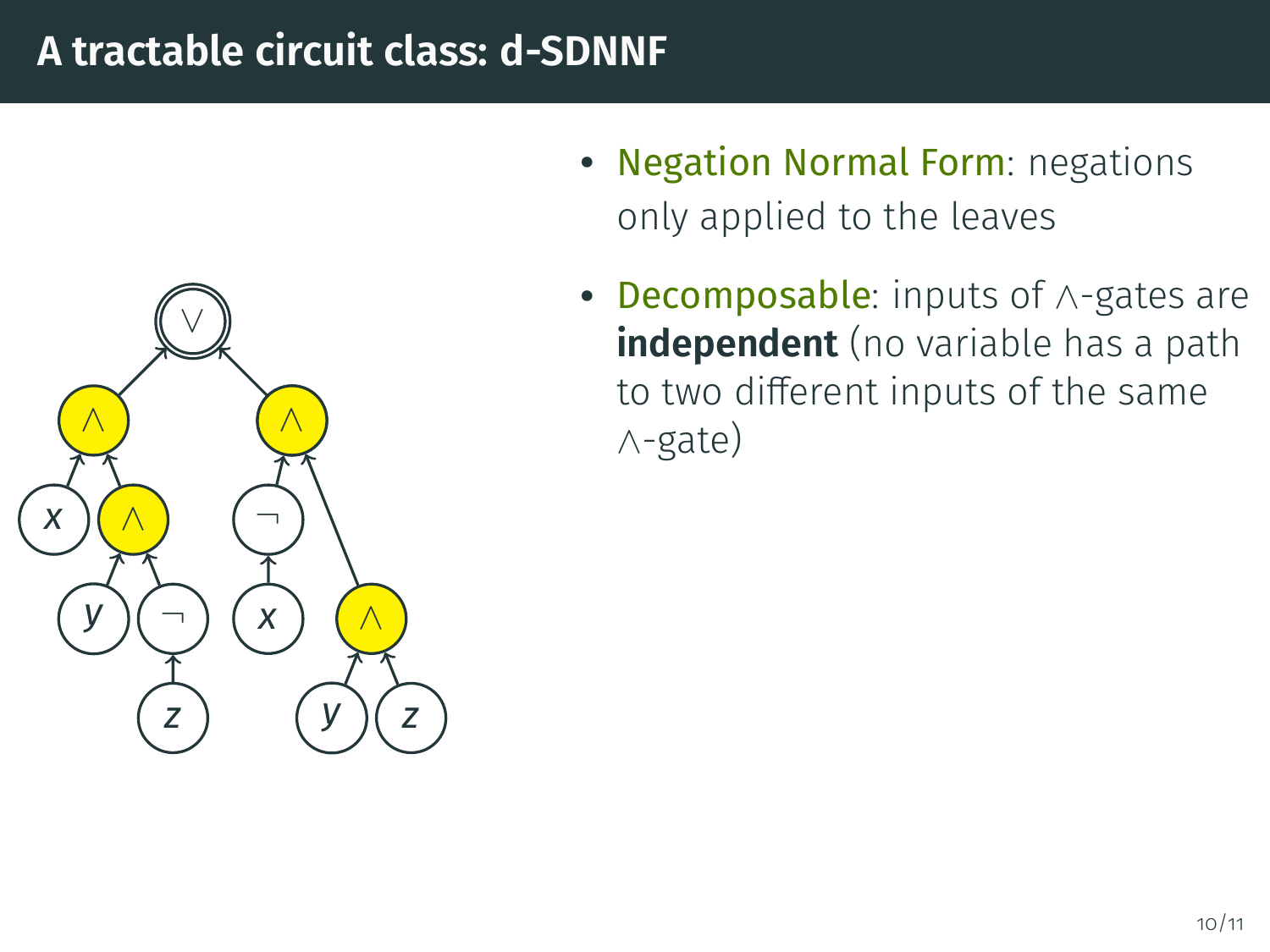# A tractable circuit class: d-SDNNF

- Negation Normal Form: negations only applied to the leaves
- Decomposable: inputs of $\wedge$-gates are **independent** (no variable has a path to two different inputs of the same $\wedge$-gate)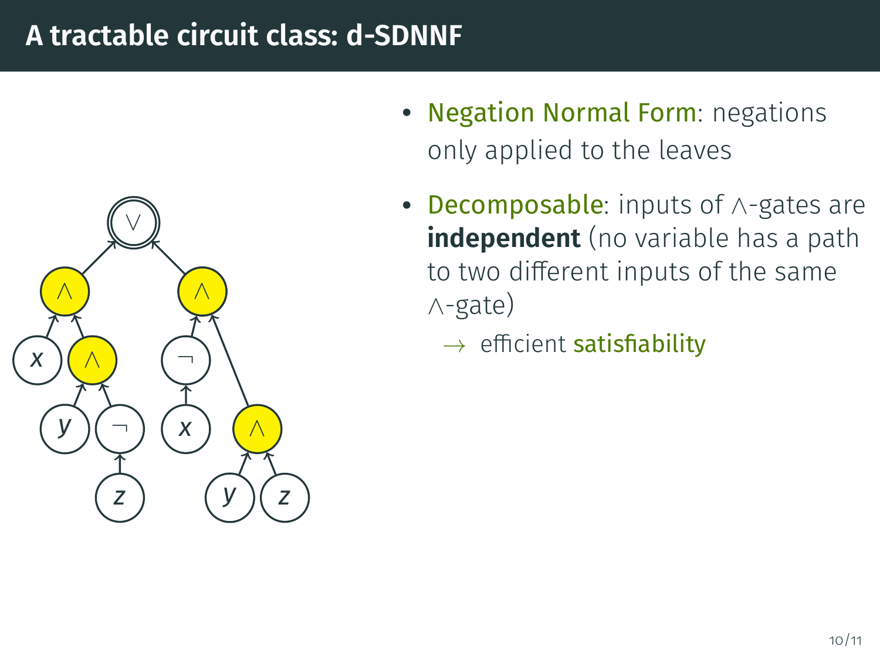# A tractable circuit class: d-SDNNF

$\vee$

$\wedge$ $\wedge$

$x$ $\wedge$ $\neg$

$y$ $\neg$ $x$ $\wedge$

$z$ $y$ $z$

- Negation Normal Form: negations only applied to the leaves
- Decomposable: inputs of $\wedge$-gates are **independent** (no variable has a path to two different inputs of the same $\wedge$-gate)
  - $\rightarrow$ efficient satisfiability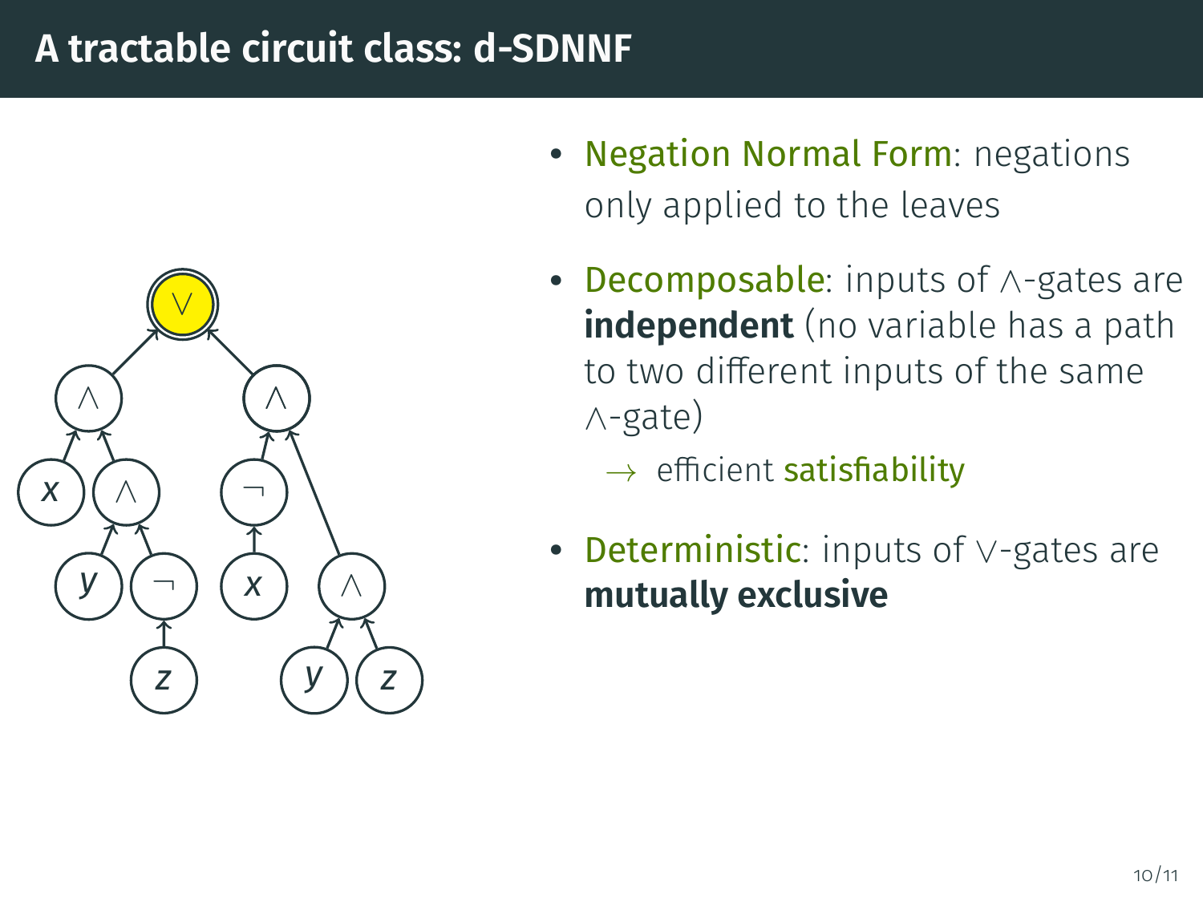# A tractable circuit class: d-SDNNF

- Negation Normal Form: negations only applied to the leaves
- Decomposable: inputs of $\wedge$-gates are **independent** (no variable has a path to two different inputs of the same $\wedge$-gate)
  - $\rightarrow$ efficient satisfiability
- Deterministic: inputs of $\vee$-gates are **mutually exclusive**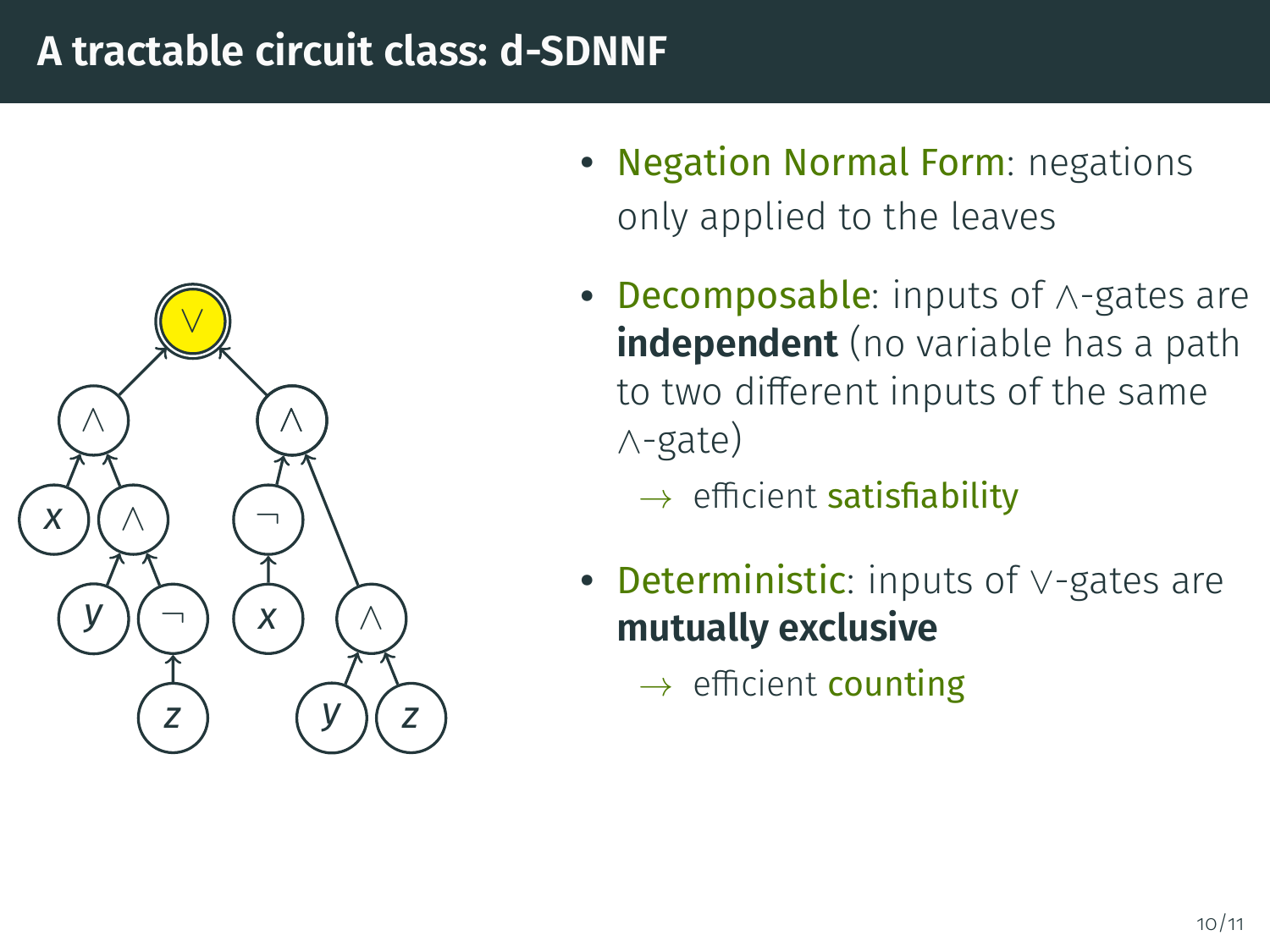# A tractable circuit class: d-SDNNF

- Negation Normal Form: negations only applied to the leaves
- Decomposable: inputs of $\wedge$-gates are **independent** (no variable has a path to two different inputs of the same $\wedge$-gate)
  - $\rightarrow$ efficient satisfiability
- Deterministic: inputs of $\vee$-gates are **mutually exclusive**
  - $\rightarrow$ efficient counting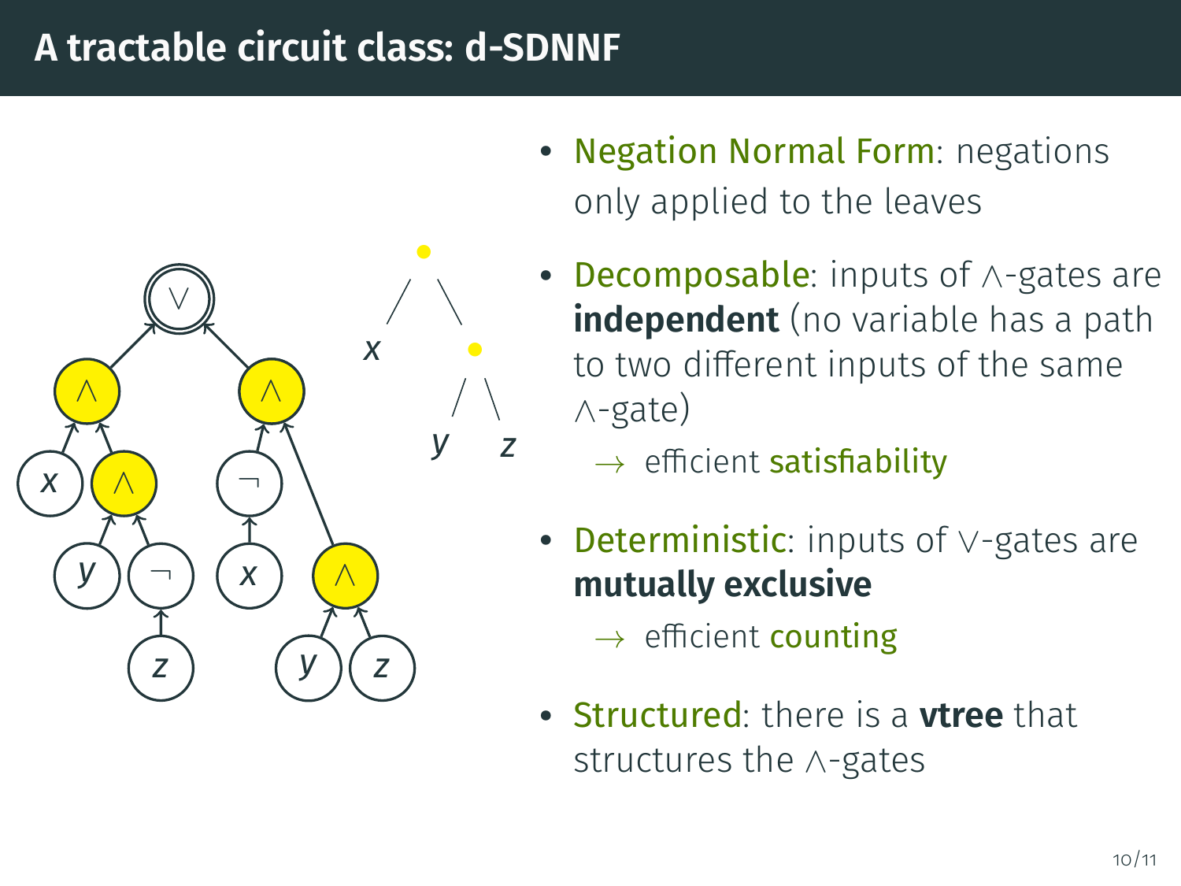# A tractable circuit class: d-SDNNF

- Negation Normal Form: negations only applied to the leaves
- Decomposable: inputs of $\wedge$-gates are **independent** (no variable has a path to two different inputs of the same $\wedge$-gate)
  - $\rightarrow$ efficient satisfiability
- Deterministic: inputs of $\vee$-gates are **mutually exclusive**
  - $\rightarrow$ efficient counting
- Structured: there is a **vtree** that structures the $\wedge$-gates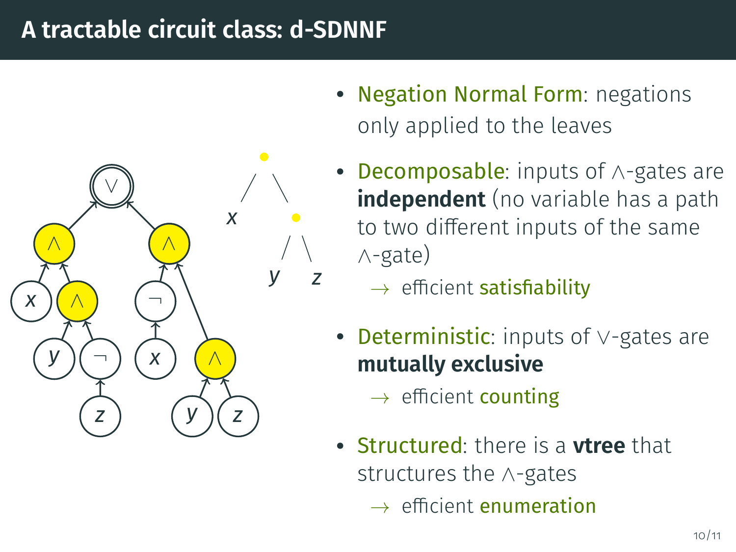# A tractable circuit class: d-SDNNF

- Negation Normal Form: negations only applied to the leaves
- Decomposable: inputs of $\wedge$-gates are **independent** (no variable has a path to two different inputs of the same $\wedge$-gate)
  - $\rightarrow$ efficient satisfiability
- Deterministic: inputs of $\vee$-gates are **mutually exclusive**
  - $\rightarrow$ efficient counting
- Structured: there is a **vtree** that structures the $\wedge$-gates
  - $\rightarrow$ efficient enumeration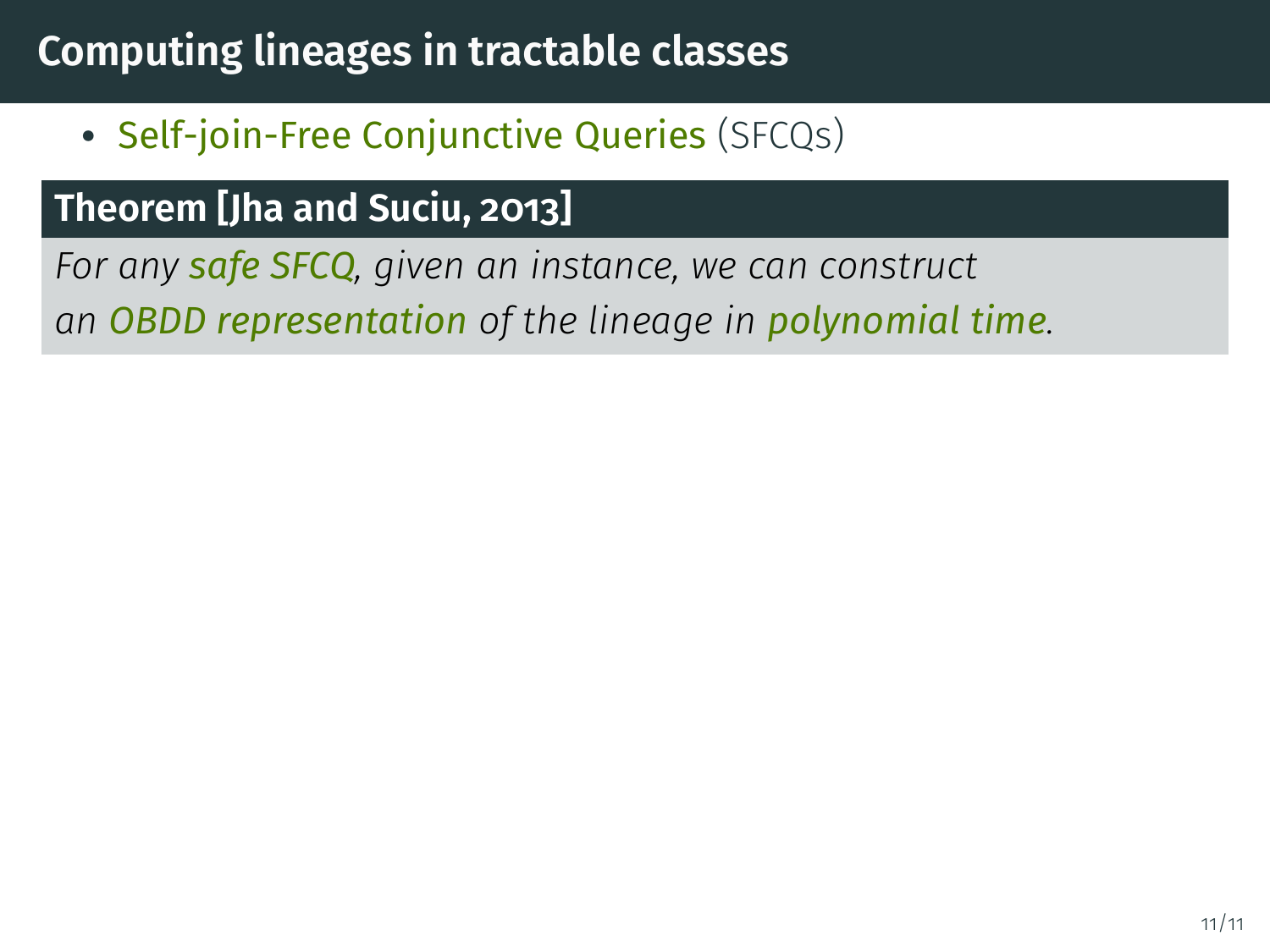# Computing lineages in tractable classes

- Self-join-Free Conjunctive Queries (SFCQs)

**Theorem [Jha and Suciu, 2013]**

*For any safe SFCQ, given an instance, we can construct an OBDD representation of the lineage in polynomial time.*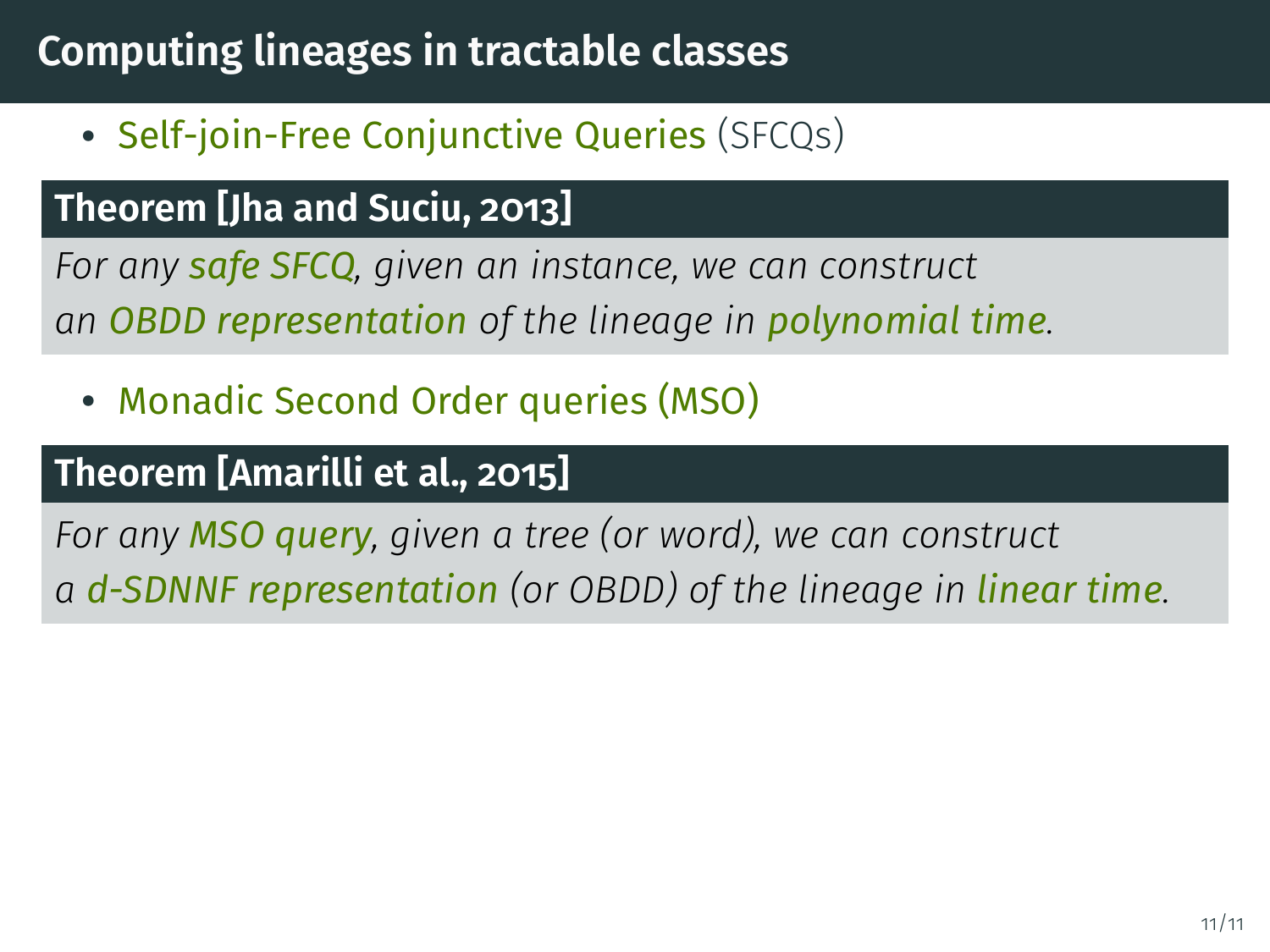# Computing lineages in tractable classes

- Self-join-Free Conjunctive Queries (SFCQs)

**Theorem [Jha and Suciu, 2013]**

*For any safe SFCQ, given an instance, we can construct an OBDD representation of the lineage in polynomial time.*

- Monadic Second Order queries (MSO)

**Theorem [Amarilli et al., 2015]**

*For any MSO query, given a tree (or word), we can construct a d-SDNNF representation (or OBDD) of the lineage in linear time.*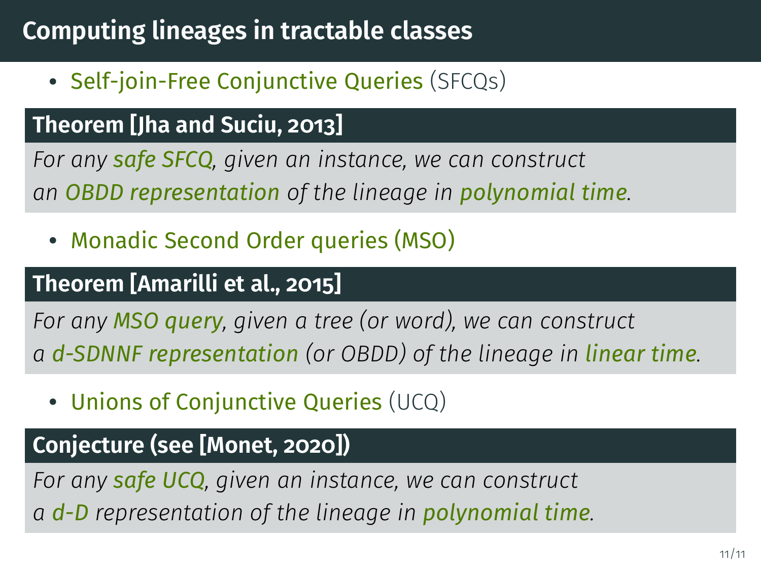# Computing lineages in tractable classes

- Self-join-Free Conjunctive Queries (SFCQs)

**Theorem [Jha and Suciu, 2013]**

*For any safe SFCQ, given an instance, we can construct an OBDD representation of the lineage in polynomial time.*

- Monadic Second Order queries (MSO)

**Theorem [Amarilli et al., 2015]**

*For any MSO query, given a tree (or word), we can construct a d-SDNNF representation (or OBDD) of the lineage in linear time.*

- Unions of Conjunctive Queries (UCQ)

**Conjecture (see [Monet, 2020])**

*For any safe UCQ, given an instance, we can construct a d-D representation of the lineage in polynomial time.*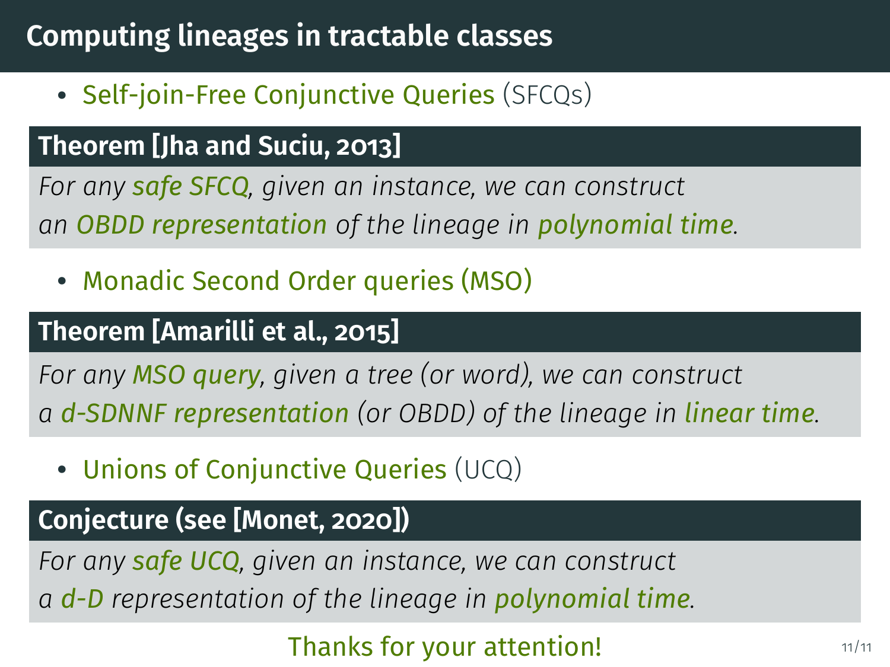# Computing lineages in tractable classes

- Self-join-Free Conjunctive Queries (SFCQs)

**Theorem [Jha and Suciu, 2013]**

*For any safe SFCQ, given an instance, we can construct an OBDD representation of the lineage in polynomial time.*

- Monadic Second Order queries (MSO)

**Theorem [Amarilli et al., 2015]**

*For any MSO query, given a tree (or word), we can construct a d-SDNNF representation (or OBDD) of the lineage in linear time.*

- Unions of Conjunctive Queries (UCQ)

**Conjecture (see [Monet, 2020])**

*For any safe UCQ, given an instance, we can construct a d-D representation of the lineage in polynomial time.*

Thanks for your attention!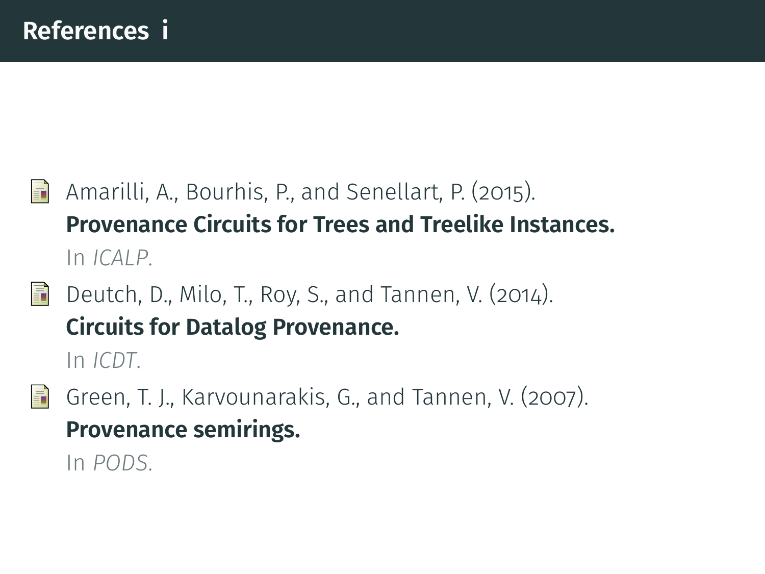# References i

- Amarilli, A., Bourhis, P., and Senellart, P. (2015).
  **Provenance Circuits for Trees and Treelike Instances.**
  In *ICALP*.

- Deutch, D., Milo, T., Roy, S., and Tannen, V. (2014).
  **Circuits for Datalog Provenance.**
  In *ICDT*.

- Green, T. J., Karvounarakis, G., and Tannen, V. (2007).
  **Provenance semirings.**
  In *PODS*.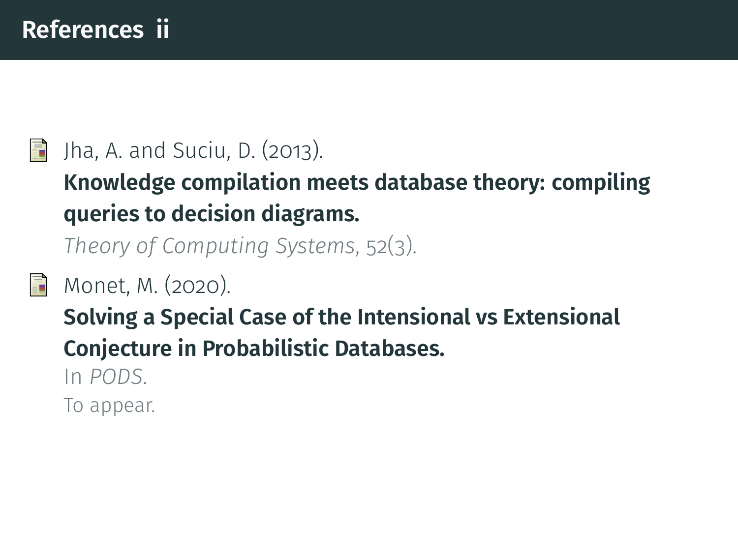# References ii

- Jha, A. and Suciu, D. (2013).
  **Knowledge compilation meets database theory: compiling queries to decision diagrams.**
  *Theory of Computing Systems*, 52(3).

- Monet, M. (2020).
  **Solving a Special Case of the Intensional vs Extensional Conjecture in Probabilistic Databases.**
  In *PODS*.
  To appear.